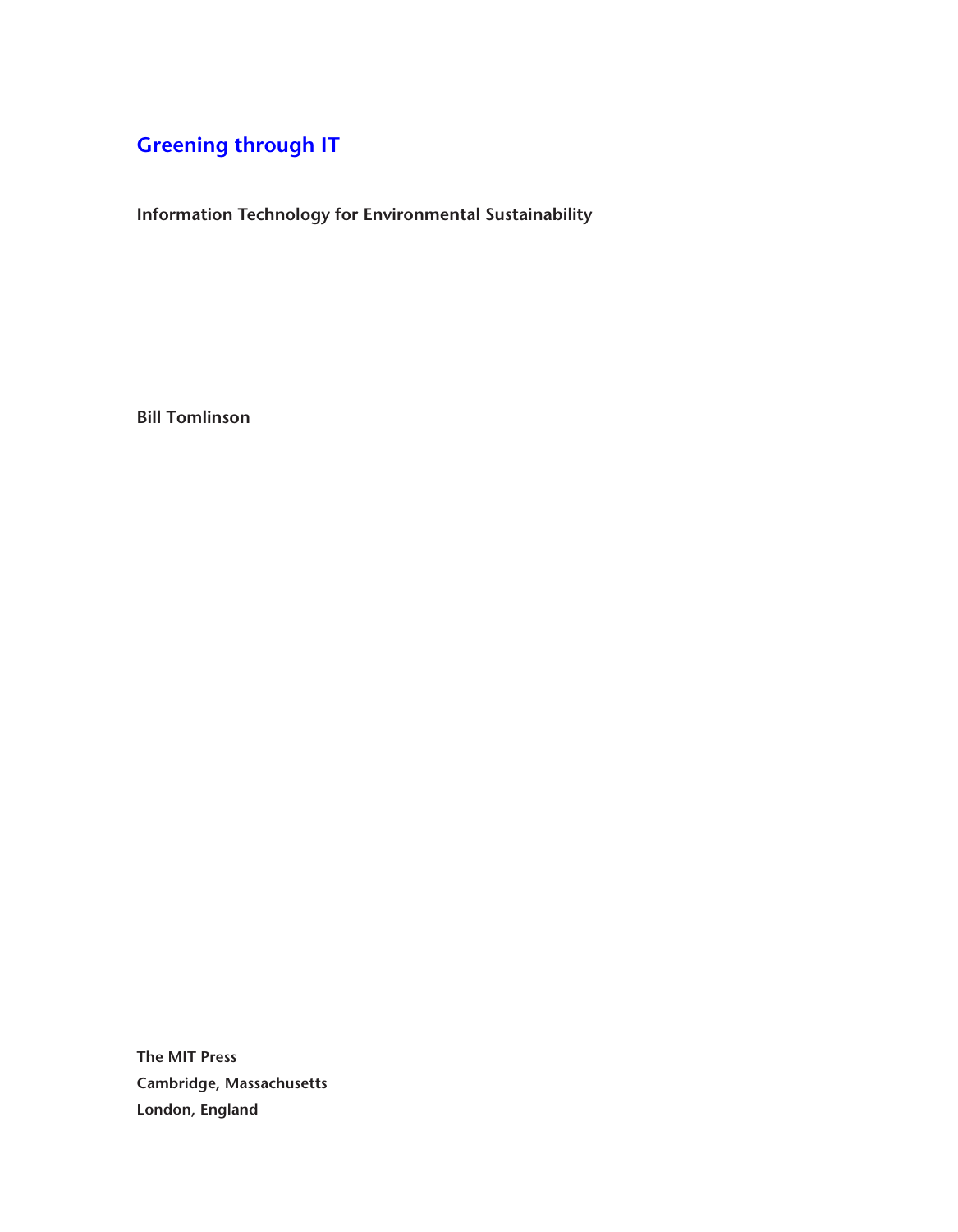# Greening through IT

**Information Technology for Environmental Sustainability**

**Bill Tomlinson**

**The MIT Press**
**Cambridge, Massachusetts**
**London, England**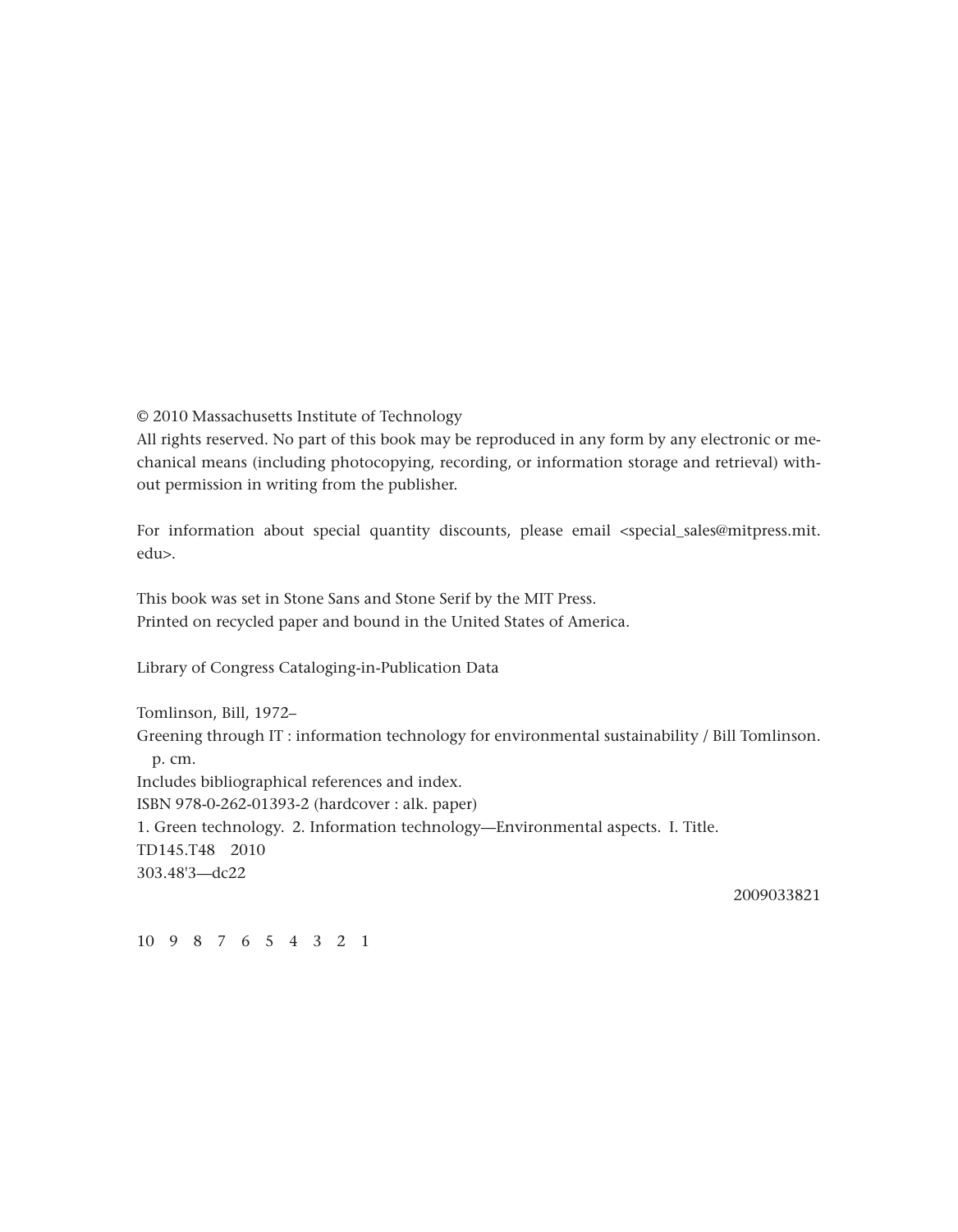© 2010 Massachusetts Institute of Technology

All rights reserved. No part of this book may be reproduced in any form by any electronic or mechanical means (including photocopying, recording, or information storage and retrieval) without permission in writing from the publisher.

For information about special quantity discounts, please email <special_sales@mitpress.mit.edu>.

This book was set in Stone Sans and Stone Serif by the MIT Press.
Printed on recycled paper and bound in the United States of America.

Library of Congress Cataloging-in-Publication Data

Tomlinson, Bill, 1972–
Greening through IT : information technology for environmental sustainability / Bill Tomlinson.
p. cm.
Includes bibliographical references and index.
ISBN 978-0-262-01393-2 (hardcover : alk. paper)
1. Green technology. 2. Information technology—Environmental aspects. I. Title.
TD145.T48 2010
303.48'3—dc22

2009033821

10 9 8 7 6 5 4 3 2 1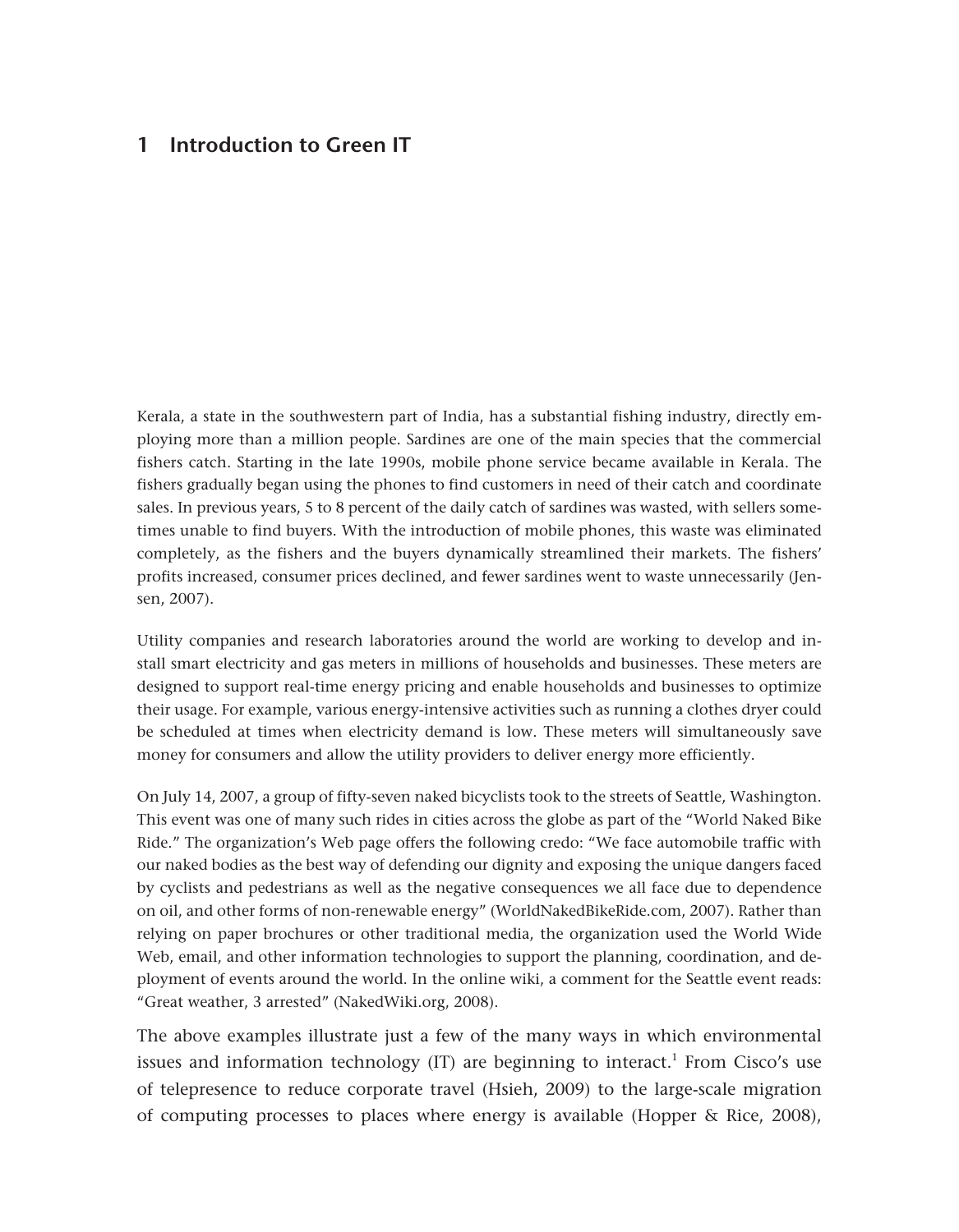# 1 Introduction to Green IT

Kerala, a state in the southwestern part of India, has a substantial fishing industry, directly employing more than a million people. Sardines are one of the main species that the commercial fishers catch. Starting in the late 1990s, mobile phone service became available in Kerala. The fishers gradually began using the phones to find customers in need of their catch and coordinate sales. In previous years, 5 to 8 percent of the daily catch of sardines was wasted, with sellers sometimes unable to find buyers. With the introduction of mobile phones, this waste was eliminated completely, as the fishers and the buyers dynamically streamlined their markets. The fishers' profits increased, consumer prices declined, and fewer sardines went to waste unnecessarily (Jensen, 2007).

Utility companies and research laboratories around the world are working to develop and install smart electricity and gas meters in millions of households and businesses. These meters are designed to support real-time energy pricing and enable households and businesses to optimize their usage. For example, various energy-intensive activities such as running a clothes dryer could be scheduled at times when electricity demand is low. These meters will simultaneously save money for consumers and allow the utility providers to deliver energy more efficiently.

On July 14, 2007, a group of fifty-seven naked bicyclists took to the streets of Seattle, Washington. This event was one of many such rides in cities across the globe as part of the "World Naked Bike Ride." The organization's Web page offers the following credo: "We face automobile traffic with our naked bodies as the best way of defending our dignity and exposing the unique dangers faced by cyclists and pedestrians as well as the negative consequences we all face due to dependence on oil, and other forms of non-renewable energy" (WorldNakedBikeRide.com, 2007). Rather than relying on paper brochures or other traditional media, the organization used the World Wide Web, email, and other information technologies to support the planning, coordination, and deployment of events around the world. In the online wiki, a comment for the Seattle event reads: "Great weather, 3 arrested" (NakedWiki.org, 2008).

The above examples illustrate just a few of the many ways in which environmental issues and information technology (IT) are beginning to interact.[1] From Cisco's use of telepresence to reduce corporate travel (Hsieh, 2009) to the large-scale migration of computing processes to places where energy is available (Hopper & Rice, 2008),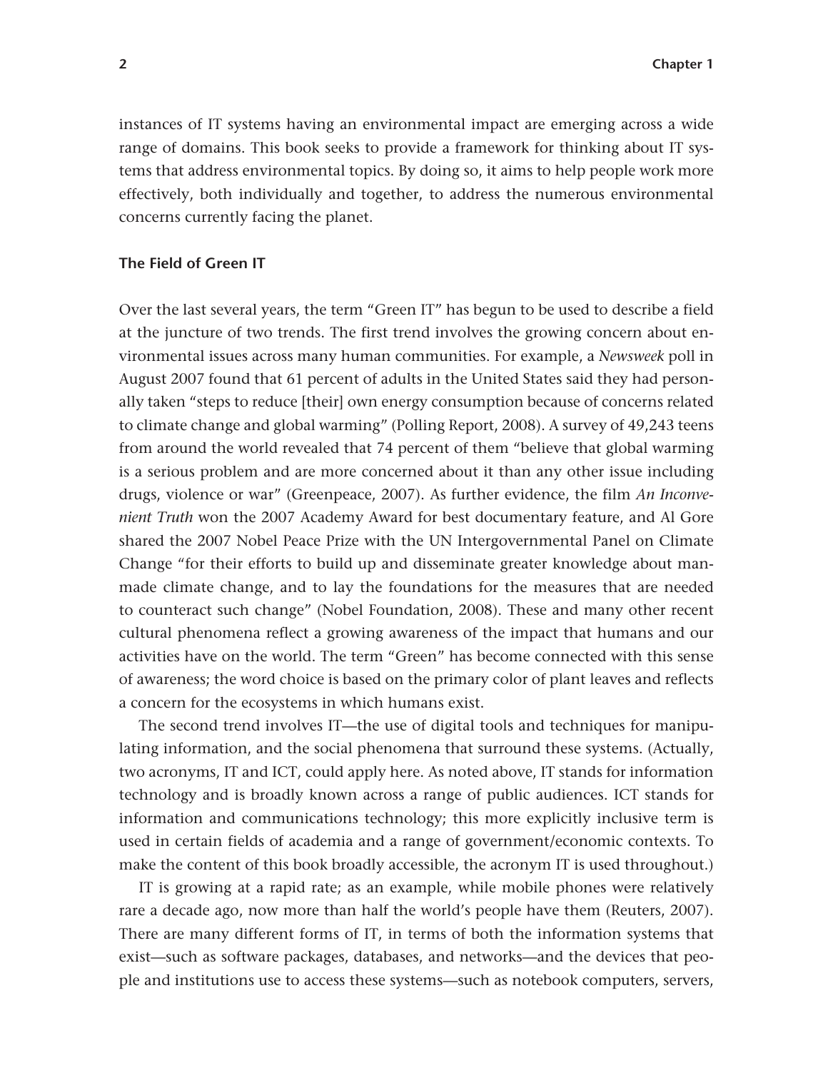instances of IT systems having an environmental impact are emerging across a wide range of domains. This book seeks to provide a framework for thinking about IT systems that address environmental topics. By doing so, it aims to help people work more effectively, both individually and together, to address the numerous environmental concerns currently facing the planet.

### The Field of Green IT

Over the last several years, the term "Green IT" has begun to be used to describe a field at the juncture of two trends. The first trend involves the growing concern about environmental issues across many human communities. For example, a *Newsweek* poll in August 2007 found that 61 percent of adults in the United States said they had personally taken "steps to reduce [their] own energy consumption because of concerns related to climate change and global warming" (Polling Report, 2008). A survey of 49,243 teens from around the world revealed that 74 percent of them "believe that global warming is a serious problem and are more concerned about it than any other issue including drugs, violence or war" (Greenpeace, 2007). As further evidence, the film *An Inconvenient Truth* won the 2007 Academy Award for best documentary feature, and Al Gore shared the 2007 Nobel Peace Prize with the UN Intergovernmental Panel on Climate Change "for their efforts to build up and disseminate greater knowledge about man-made climate change, and to lay the foundations for the measures that are needed to counteract such change" (Nobel Foundation, 2008). These and many other recent cultural phenomena reflect a growing awareness of the impact that humans and our activities have on the world. The term "Green" has become connected with this sense of awareness; the word choice is based on the primary color of plant leaves and reflects a concern for the ecosystems in which humans exist.

The second trend involves IT—the use of digital tools and techniques for manipulating information, and the social phenomena that surround these systems. (Actually, two acronyms, IT and ICT, could apply here. As noted above, IT stands for information technology and is broadly known across a range of public audiences. ICT stands for information and communications technology; this more explicitly inclusive term is used in certain fields of academia and a range of government/economic contexts. To make the content of this book broadly accessible, the acronym IT is used throughout.)

IT is growing at a rapid rate; as an example, while mobile phones were relatively rare a decade ago, now more than half the world's people have them (Reuters, 2007). There are many different forms of IT, in terms of both the information systems that exist—such as software packages, databases, and networks—and the devices that people and institutions use to access these systems—such as notebook computers, servers,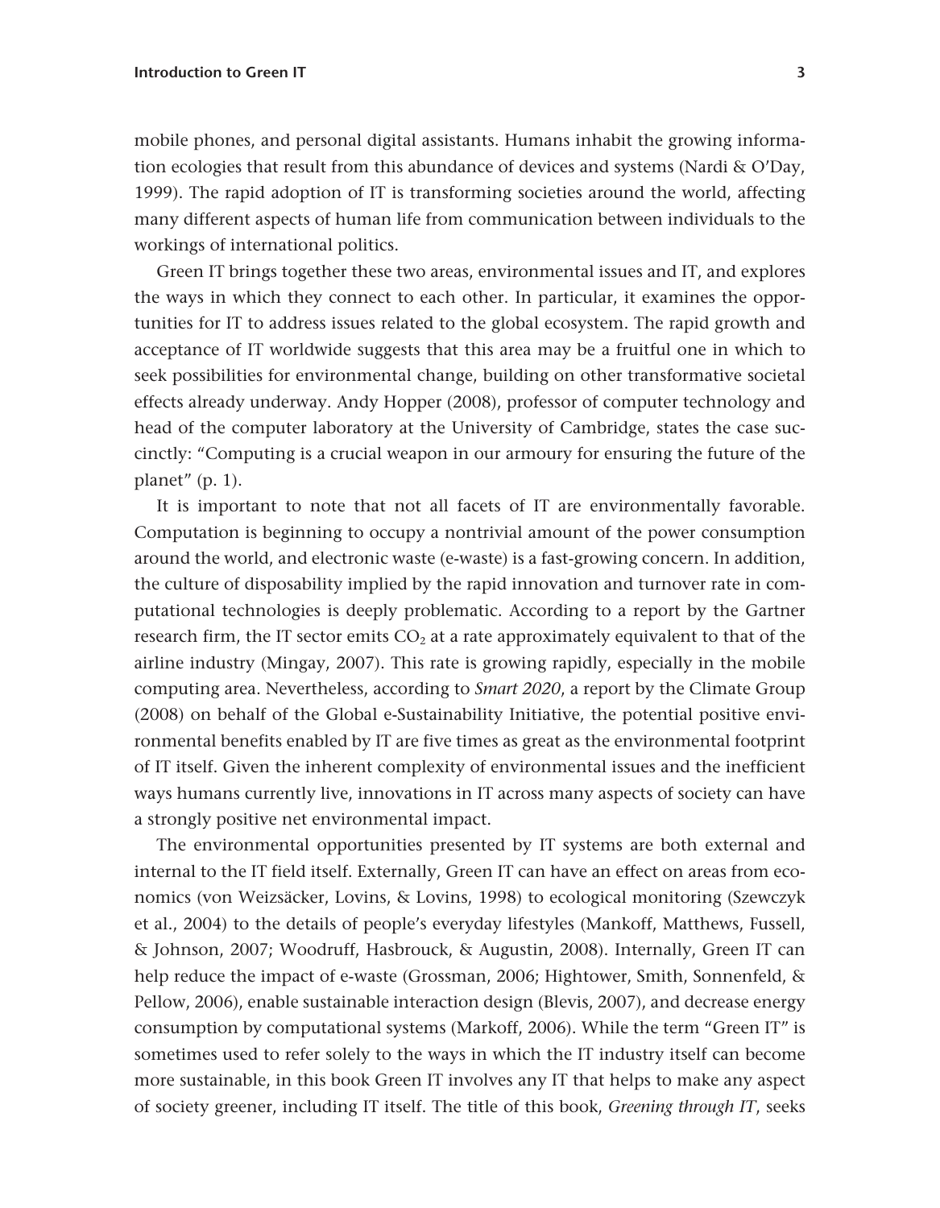mobile phones, and personal digital assistants. Humans inhabit the growing information ecologies that result from this abundance of devices and systems (Nardi & O'Day, 1999). The rapid adoption of IT is transforming societies around the world, affecting many different aspects of human life from communication between individuals to the workings of international politics.

Green IT brings together these two areas, environmental issues and IT, and explores the ways in which they connect to each other. In particular, it examines the opportunities for IT to address issues related to the global ecosystem. The rapid growth and acceptance of IT worldwide suggests that this area may be a fruitful one in which to seek possibilities for environmental change, building on other transformative societal effects already underway. Andy Hopper (2008), professor of computer technology and head of the computer laboratory at the University of Cambridge, states the case succinctly: "Computing is a crucial weapon in our armoury for ensuring the future of the planet" (p. 1).

It is important to note that not all facets of IT are environmentally favorable. Computation is beginning to occupy a nontrivial amount of the power consumption around the world, and electronic waste (e-waste) is a fast-growing concern. In addition, the culture of disposability implied by the rapid innovation and turnover rate in computational technologies is deeply problematic. According to a report by the Gartner research firm, the IT sector emits $CO_2$ at a rate approximately equivalent to that of the airline industry (Mingay, 2007). This rate is growing rapidly, especially in the mobile computing area. Nevertheless, according to *Smart 2020*, a report by the Climate Group (2008) on behalf of the Global e-Sustainability Initiative, the potential positive environmental benefits enabled by IT are five times as great as the environmental footprint of IT itself. Given the inherent complexity of environmental issues and the inefficient ways humans currently live, innovations in IT across many aspects of society can have a strongly positive net environmental impact.

The environmental opportunities presented by IT systems are both external and internal to the IT field itself. Externally, Green IT can have an effect on areas from economics (von Weizsäcker, Lovins, & Lovins, 1998) to ecological monitoring (Szewczyk et al., 2004) to the details of people's everyday lifestyles (Mankoff, Matthews, Fussell, & Johnson, 2007; Woodruff, Hasbrouck, & Augustin, 2008). Internally, Green IT can help reduce the impact of e-waste (Grossman, 2006; Hightower, Smith, Sonnenfeld, & Pellow, 2006), enable sustainable interaction design (Blevis, 2007), and decrease energy consumption by computational systems (Markoff, 2006). While the term "Green IT" is sometimes used to refer solely to the ways in which the IT industry itself can become more sustainable, in this book Green IT involves any IT that helps to make any aspect of society greener, including IT itself. The title of this book, *Greening through IT*, seeks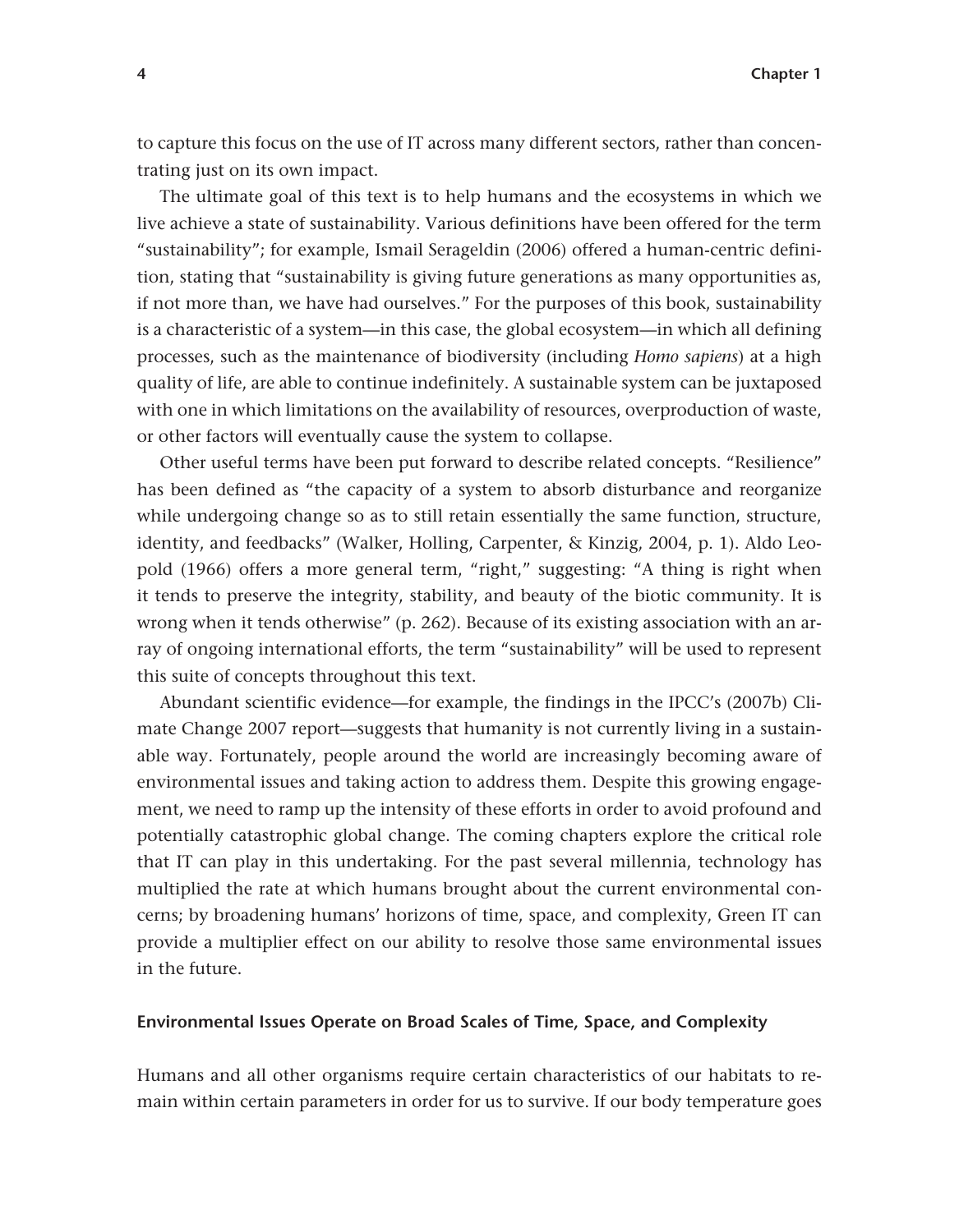to capture this focus on the use of IT across many different sectors, rather than concentrating just on its own impact.

The ultimate goal of this text is to help humans and the ecosystems in which we live achieve a state of sustainability. Various definitions have been offered for the term "sustainability"; for example, Ismail Serageldin (2006) offered a human-centric definition, stating that "sustainability is giving future generations as many opportunities as, if not more than, we have had ourselves." For the purposes of this book, sustainability is a characteristic of a system—in this case, the global ecosystem—in which all defining processes, such as the maintenance of biodiversity (including *Homo sapiens*) at a high quality of life, are able to continue indefinitely. A sustainable system can be juxtaposed with one in which limitations on the availability of resources, overproduction of waste, or other factors will eventually cause the system to collapse.

Other useful terms have been put forward to describe related concepts. "Resilience" has been defined as "the capacity of a system to absorb disturbance and reorganize while undergoing change so as to still retain essentially the same function, structure, identity, and feedbacks" (Walker, Holling, Carpenter, & Kinzig, 2004, p. 1). Aldo Leopold (1966) offers a more general term, "right," suggesting: "A thing is right when it tends to preserve the integrity, stability, and beauty of the biotic community. It is wrong when it tends otherwise" (p. 262). Because of its existing association with an array of ongoing international efforts, the term "sustainability" will be used to represent this suite of concepts throughout this text.

Abundant scientific evidence—for example, the findings in the IPCC's (2007b) Climate Change 2007 report—suggests that humanity is not currently living in a sustainable way. Fortunately, people around the world are increasingly becoming aware of environmental issues and taking action to address them. Despite this growing engagement, we need to ramp up the intensity of these efforts in order to avoid profound and potentially catastrophic global change. The coming chapters explore the critical role that IT can play in this undertaking. For the past several millennia, technology has multiplied the rate at which humans brought about the current environmental concerns; by broadening humans' horizons of time, space, and complexity, Green IT can provide a multiplier effect on our ability to resolve those same environmental issues in the future.

### Environmental Issues Operate on Broad Scales of Time, Space, and Complexity

Humans and all other organisms require certain characteristics of our habitats to remain within certain parameters in order for us to survive. If our body temperature goes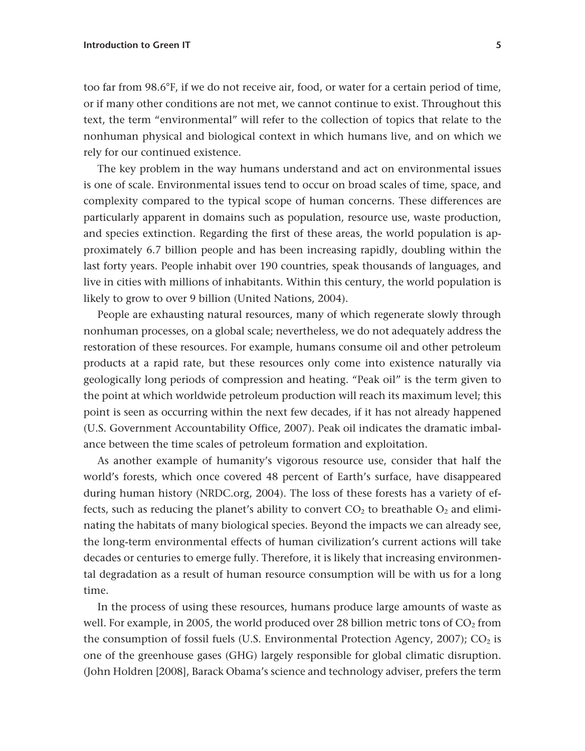too far from 98.6°F, if we do not receive air, food, or water for a certain period of time, or if many other conditions are not met, we cannot continue to exist. Throughout this text, the term "environmental" will refer to the collection of topics that relate to the nonhuman physical and biological context in which humans live, and on which we rely for our continued existence.

The key problem in the way humans understand and act on environmental issues is one of scale. Environmental issues tend to occur on broad scales of time, space, and complexity compared to the typical scope of human concerns. These differences are particularly apparent in domains such as population, resource use, waste production, and species extinction. Regarding the first of these areas, the world population is approximately 6.7 billion people and has been increasing rapidly, doubling within the last forty years. People inhabit over 190 countries, speak thousands of languages, and live in cities with millions of inhabitants. Within this century, the world population is likely to grow to over 9 billion (United Nations, 2004).

People are exhausting natural resources, many of which regenerate slowly through nonhuman processes, on a global scale; nevertheless, we do not adequately address the restoration of these resources. For example, humans consume oil and other petroleum products at a rapid rate, but these resources only come into existence naturally via geologically long periods of compression and heating. "Peak oil" is the term given to the point at which worldwide petroleum production will reach its maximum level; this point is seen as occurring within the next few decades, if it has not already happened (U.S. Government Accountability Office, 2007). Peak oil indicates the dramatic imbalance between the time scales of petroleum formation and exploitation.

As another example of humanity's vigorous resource use, consider that half the world's forests, which once covered 48 percent of Earth's surface, have disappeared during human history (NRDC.org, 2004). The loss of these forests has a variety of effects, such as reducing the planet's ability to convert $CO_2$ to breathable $O_2$ and eliminating the habitats of many biological species. Beyond the impacts we can already see, the long-term environmental effects of human civilization's current actions will take decades or centuries to emerge fully. Therefore, it is likely that increasing environmental degradation as a result of human resource consumption will be with us for a long time.

In the process of using these resources, humans produce large amounts of waste as well. For example, in 2005, the world produced over 28 billion metric tons of $CO_2$ from the consumption of fossil fuels (U.S. Environmental Protection Agency, 2007); $CO_2$ is one of the greenhouse gases (GHG) largely responsible for global climatic disruption. (John Holdren [2008], Barack Obama's science and technology adviser, prefers the term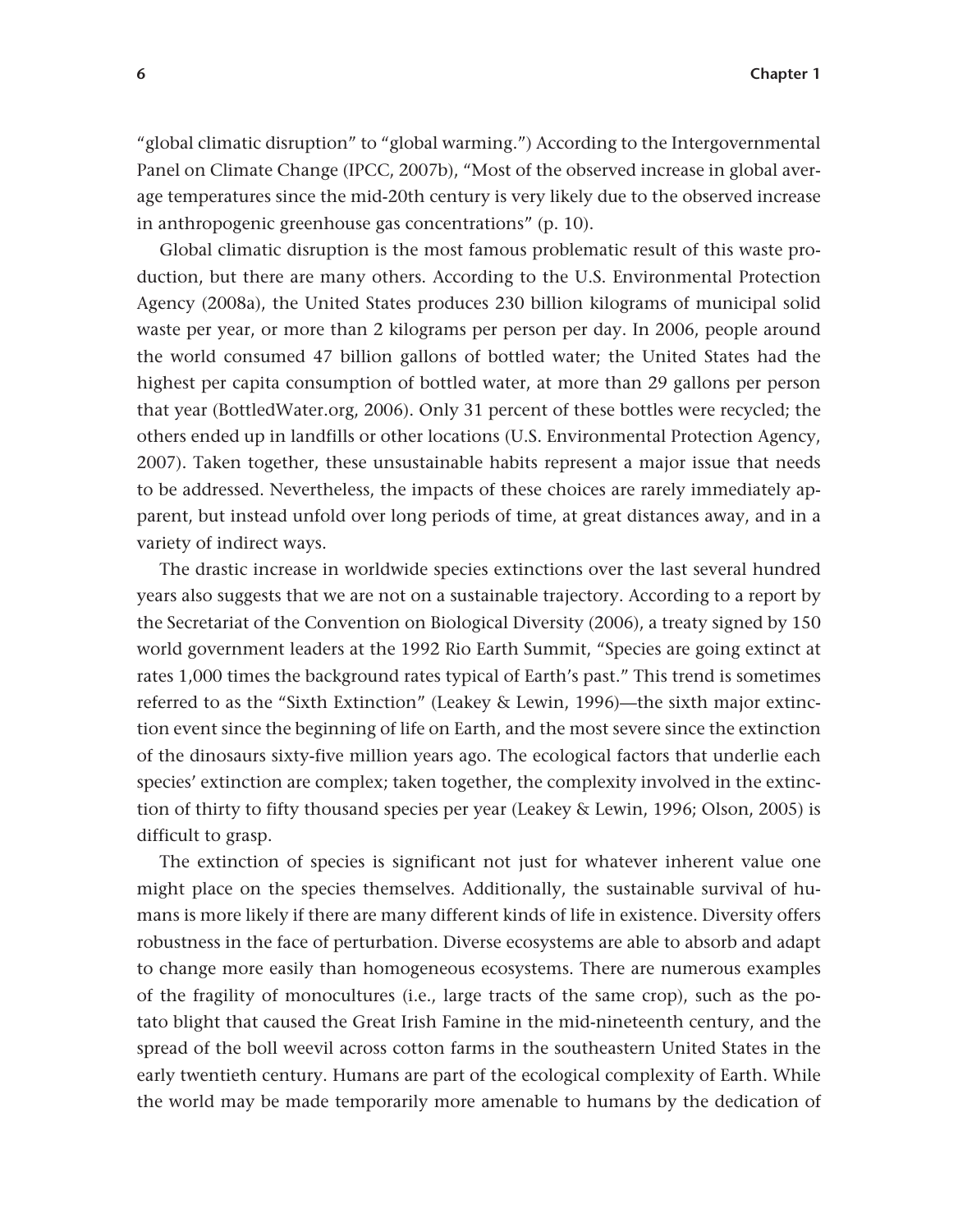"global climatic disruption" to "global warming.") According to the Intergovernmental Panel on Climate Change (IPCC, 2007b), "Most of the observed increase in global average temperatures since the mid-20th century is very likely due to the observed increase in anthropogenic greenhouse gas concentrations" (p. 10).

Global climatic disruption is the most famous problematic result of this waste production, but there are many others. According to the U.S. Environmental Protection Agency (2008a), the United States produces 230 billion kilograms of municipal solid waste per year, or more than 2 kilograms per person per day. In 2006, people around the world consumed 47 billion gallons of bottled water; the United States had the highest per capita consumption of bottled water, at more than 29 gallons per person that year (BottledWater.org, 2006). Only 31 percent of these bottles were recycled; the others ended up in landfills or other locations (U.S. Environmental Protection Agency, 2007). Taken together, these unsustainable habits represent a major issue that needs to be addressed. Nevertheless, the impacts of these choices are rarely immediately apparent, but instead unfold over long periods of time, at great distances away, and in a variety of indirect ways.

The drastic increase in worldwide species extinctions over the last several hundred years also suggests that we are not on a sustainable trajectory. According to a report by the Secretariat of the Convention on Biological Diversity (2006), a treaty signed by 150 world government leaders at the 1992 Rio Earth Summit, "Species are going extinct at rates 1,000 times the background rates typical of Earth's past." This trend is sometimes referred to as the "Sixth Extinction" (Leakey & Lewin, 1996)—the sixth major extinction event since the beginning of life on Earth, and the most severe since the extinction of the dinosaurs sixty-five million years ago. The ecological factors that underlie each species' extinction are complex; taken together, the complexity involved in the extinction of thirty to fifty thousand species per year (Leakey & Lewin, 1996; Olson, 2005) is difficult to grasp.

The extinction of species is significant not just for whatever inherent value one might place on the species themselves. Additionally, the sustainable survival of humans is more likely if there are many different kinds of life in existence. Diversity offers robustness in the face of perturbation. Diverse ecosystems are able to absorb and adapt to change more easily than homogeneous ecosystems. There are numerous examples of the fragility of monocultures (i.e., large tracts of the same crop), such as the potato blight that caused the Great Irish Famine in the mid-nineteenth century, and the spread of the boll weevil across cotton farms in the southeastern United States in the early twentieth century. Humans are part of the ecological complexity of Earth. While the world may be made temporarily more amenable to humans by the dedication of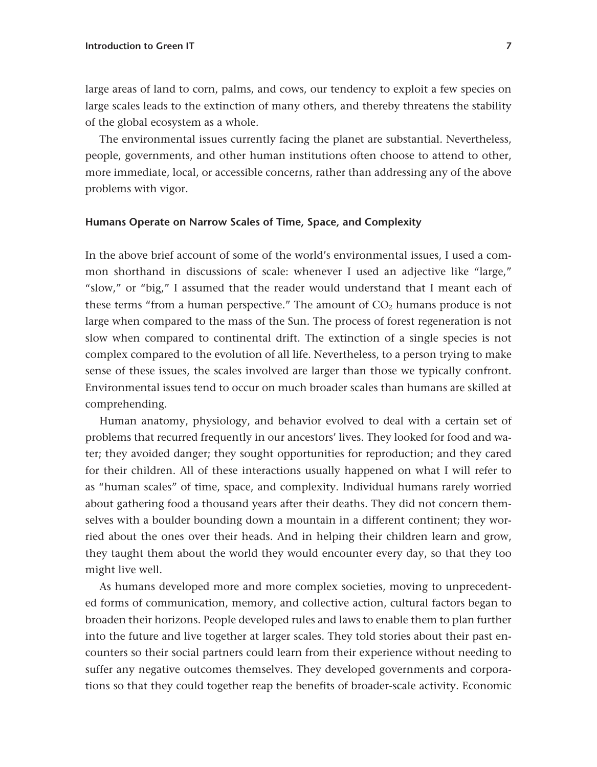large areas of land to corn, palms, and cows, our tendency to exploit a few species on large scales leads to the extinction of many others, and thereby threatens the stability of the global ecosystem as a whole.

The environmental issues currently facing the planet are substantial. Nevertheless, people, governments, and other human institutions often choose to attend to other, more immediate, local, or accessible concerns, rather than addressing any of the above problems with vigor.

### Humans Operate on Narrow Scales of Time, Space, and Complexity

In the above brief account of some of the world's environmental issues, I used a common shorthand in discussions of scale: whenever I used an adjective like "large," "slow," or "big," I assumed that the reader would understand that I meant each of these terms "from a human perspective." The amount of $CO_2$ humans produce is not large when compared to the mass of the Sun. The process of forest regeneration is not slow when compared to continental drift. The extinction of a single species is not complex compared to the evolution of all life. Nevertheless, to a person trying to make sense of these issues, the scales involved are larger than those we typically confront. Environmental issues tend to occur on much broader scales than humans are skilled at comprehending.

Human anatomy, physiology, and behavior evolved to deal with a certain set of problems that recurred frequently in our ancestors' lives. They looked for food and water; they avoided danger; they sought opportunities for reproduction; and they cared for their children. All of these interactions usually happened on what I will refer to as "human scales" of time, space, and complexity. Individual humans rarely worried about gathering food a thousand years after their deaths. They did not concern themselves with a boulder bounding down a mountain in a different continent; they worried about the ones over their heads. And in helping their children learn and grow, they taught them about the world they would encounter every day, so that they too might live well.

As humans developed more and more complex societies, moving to unprecedented forms of communication, memory, and collective action, cultural factors began to broaden their horizons. People developed rules and laws to enable them to plan further into the future and live together at larger scales. They told stories about their past encounters so their social partners could learn from their experience without needing to suffer any negative outcomes themselves. They developed governments and corporations so that they could together reap the benefits of broader-scale activity. Economic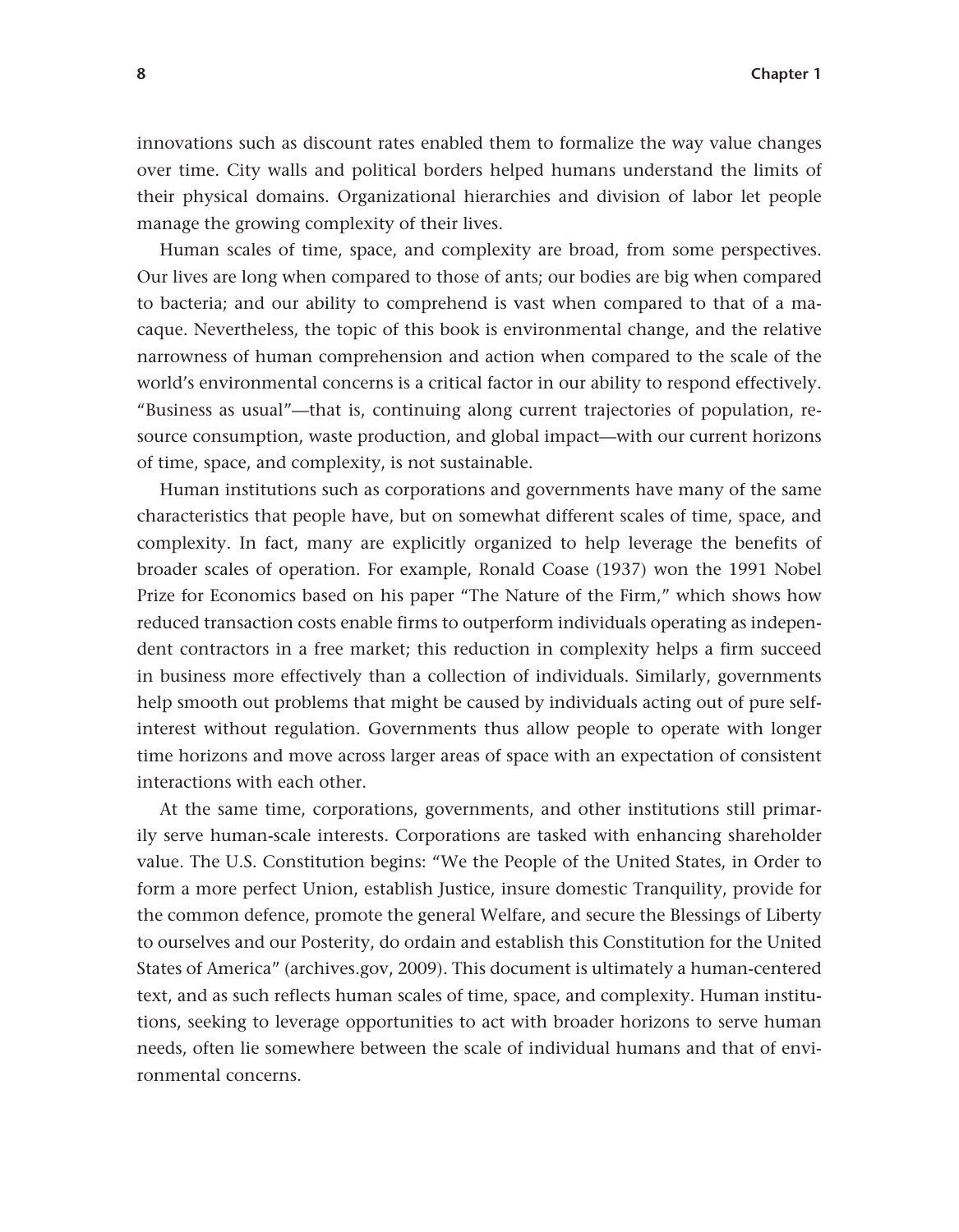innovations such as discount rates enabled them to formalize the way value changes over time. City walls and political borders helped humans understand the limits of their physical domains. Organizational hierarchies and division of labor let people manage the growing complexity of their lives.

Human scales of time, space, and complexity are broad, from some perspectives. Our lives are long when compared to those of ants; our bodies are big when compared to bacteria; and our ability to comprehend is vast when compared to that of a macaque. Nevertheless, the topic of this book is environmental change, and the relative narrowness of human comprehension and action when compared to the scale of the world's environmental concerns is a critical factor in our ability to respond effectively. "Business as usual"—that is, continuing along current trajectories of population, resource consumption, waste production, and global impact—with our current horizons of time, space, and complexity, is not sustainable.

Human institutions such as corporations and governments have many of the same characteristics that people have, but on somewhat different scales of time, space, and complexity. In fact, many are explicitly organized to help leverage the benefits of broader scales of operation. For example, Ronald Coase (1937) won the 1991 Nobel Prize for Economics based on his paper "The Nature of the Firm," which shows how reduced transaction costs enable firms to outperform individuals operating as independent contractors in a free market; this reduction in complexity helps a firm succeed in business more effectively than a collection of individuals. Similarly, governments help smooth out problems that might be caused by individuals acting out of pure self-interest without regulation. Governments thus allow people to operate with longer time horizons and move across larger areas of space with an expectation of consistent interactions with each other.

At the same time, corporations, governments, and other institutions still primarily serve human-scale interests. Corporations are tasked with enhancing shareholder value. The U.S. Constitution begins: "We the People of the United States, in Order to form a more perfect Union, establish Justice, insure domestic Tranquility, provide for the common defence, promote the general Welfare, and secure the Blessings of Liberty to ourselves and our Posterity, do ordain and establish this Constitution for the United States of America" (archives.gov, 2009). This document is ultimately a human-centered text, and as such reflects human scales of time, space, and complexity. Human institutions, seeking to leverage opportunities to act with broader horizons to serve human needs, often lie somewhere between the scale of individual humans and that of environmental concerns.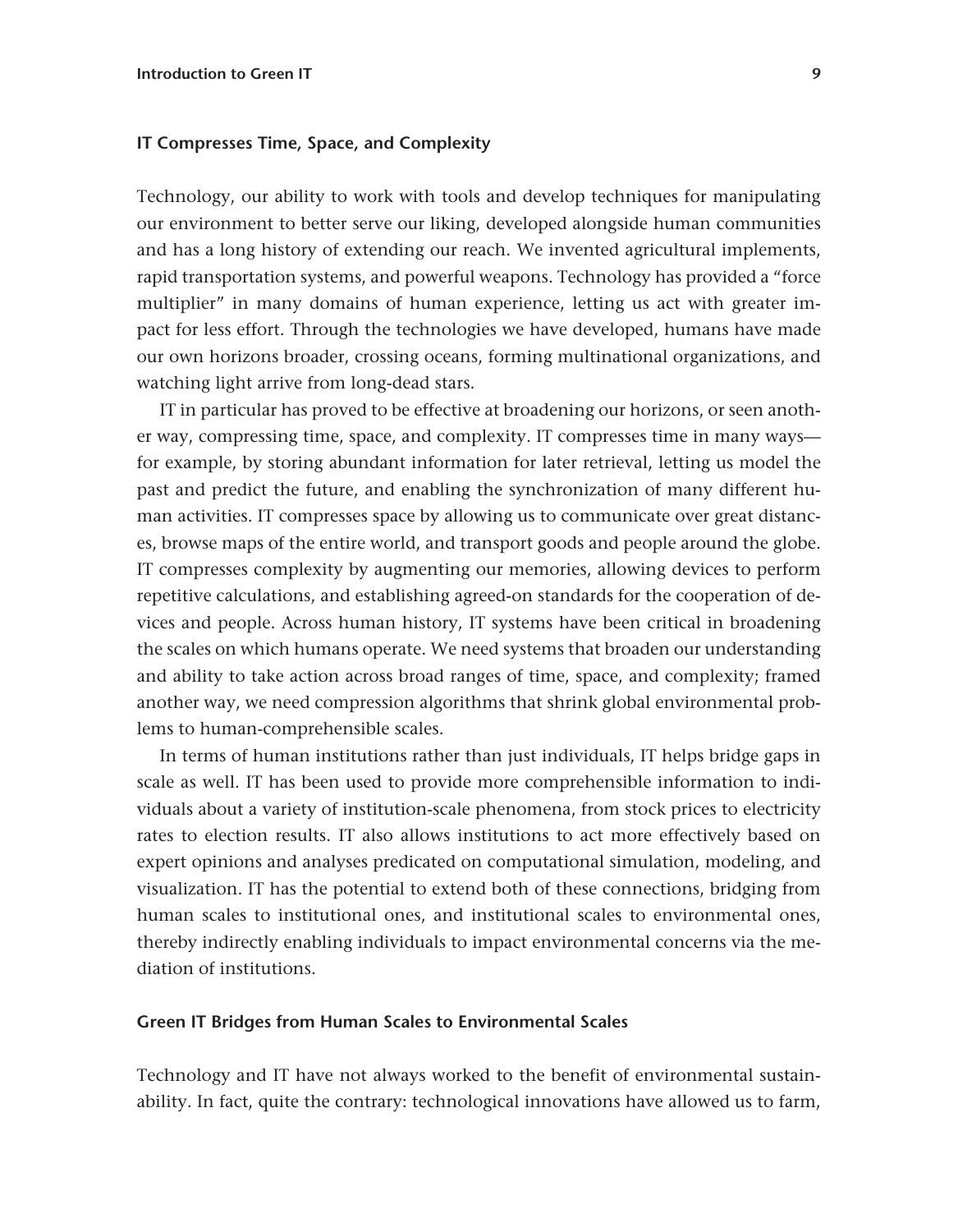### IT Compresses Time, Space, and Complexity

Technology, our ability to work with tools and develop techniques for manipulating our environment to better serve our liking, developed alongside human communities and has a long history of extending our reach. We invented agricultural implements, rapid transportation systems, and powerful weapons. Technology has provided a "force multiplier" in many domains of human experience, letting us act with greater impact for less effort. Through the technologies we have developed, humans have made our own horizons broader, crossing oceans, forming multinational organizations, and watching light arrive from long-dead stars.

IT in particular has proved to be effective at broadening our horizons, or seen another way, compressing time, space, and complexity. IT compresses time in many ways—for example, by storing abundant information for later retrieval, letting us model the past and predict the future, and enabling the synchronization of many different human activities. IT compresses space by allowing us to communicate over great distances, browse maps of the entire world, and transport goods and people around the globe. IT compresses complexity by augmenting our memories, allowing devices to perform repetitive calculations, and establishing agreed-on standards for the cooperation of devices and people. Across human history, IT systems have been critical in broadening the scales on which humans operate. We need systems that broaden our understanding and ability to take action across broad ranges of time, space, and complexity; framed another way, we need compression algorithms that shrink global environmental problems to human-comprehensible scales.

In terms of human institutions rather than just individuals, IT helps bridge gaps in scale as well. IT has been used to provide more comprehensible information to individuals about a variety of institution-scale phenomena, from stock prices to electricity rates to election results. IT also allows institutions to act more effectively based on expert opinions and analyses predicated on computational simulation, modeling, and visualization. IT has the potential to extend both of these connections, bridging from human scales to institutional ones, and institutional scales to environmental ones, thereby indirectly enabling individuals to impact environmental concerns via the mediation of institutions.

### Green IT Bridges from Human Scales to Environmental Scales

Technology and IT have not always worked to the benefit of environmental sustainability. In fact, quite the contrary: technological innovations have allowed us to farm,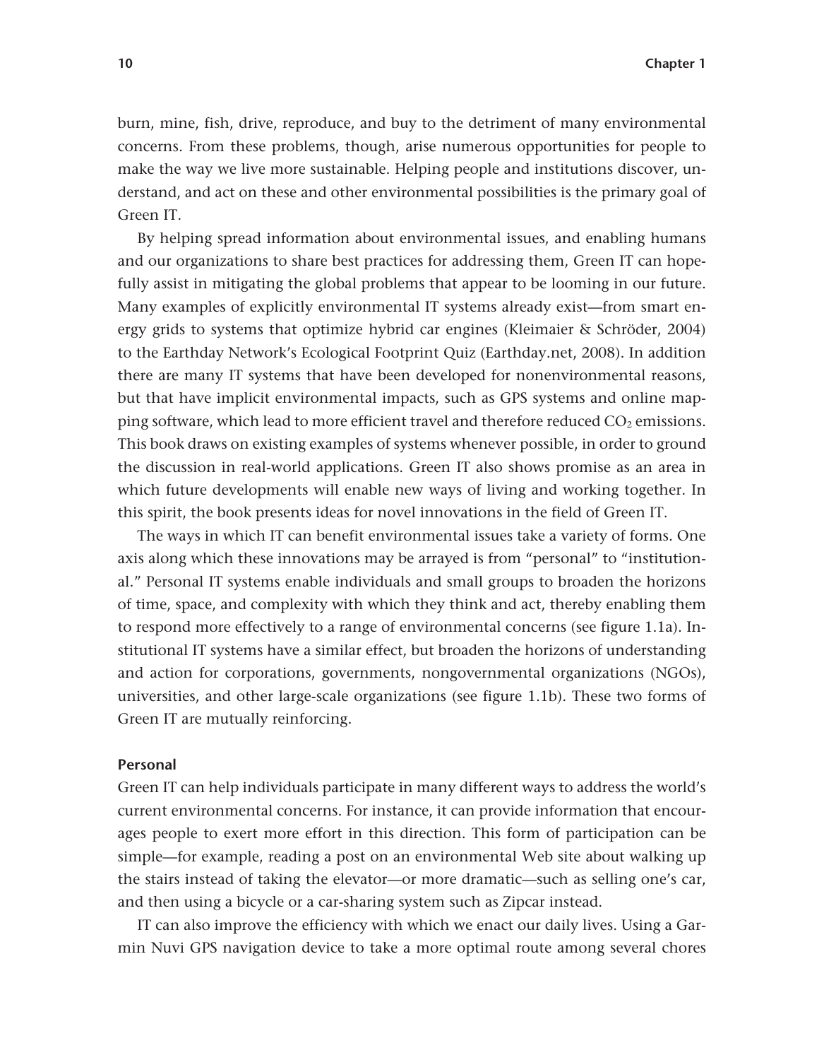burn, mine, fish, drive, reproduce, and buy to the detriment of many environmental concerns. From these problems, though, arise numerous opportunities for people to make the way we live more sustainable. Helping people and institutions discover, understand, and act on these and other environmental possibilities is the primary goal of Green IT.

By helping spread information about environmental issues, and enabling humans and our organizations to share best practices for addressing them, Green IT can hopefully assist in mitigating the global problems that appear to be looming in our future. Many examples of explicitly environmental IT systems already exist—from smart energy grids to systems that optimize hybrid car engines (Kleimaier & Schröder, 2004) to the Earthday Network's Ecological Footprint Quiz (Earthday.net, 2008). In addition there are many IT systems that have been developed for nonenvironmental reasons, but that have implicit environmental impacts, such as GPS systems and online mapping software, which lead to more efficient travel and therefore reduced $CO_2$ emissions. This book draws on existing examples of systems whenever possible, in order to ground the discussion in real-world applications. Green IT also shows promise as an area in which future developments will enable new ways of living and working together. In this spirit, the book presents ideas for novel innovations in the field of Green IT.

The ways in which IT can benefit environmental issues take a variety of forms. One axis along which these innovations may be arrayed is from "personal" to "institutional." Personal IT systems enable individuals and small groups to broaden the horizons of time, space, and complexity with which they think and act, thereby enabling them to respond more effectively to a range of environmental concerns (see figure 1.1a). Institutional IT systems have a similar effect, but broaden the horizons of understanding and action for corporations, governments, nongovernmental organizations (NGOs), universities, and other large-scale organizations (see figure 1.1b). These two forms of Green IT are mutually reinforcing.

### Personal

Green IT can help individuals participate in many different ways to address the world's current environmental concerns. For instance, it can provide information that encourages people to exert more effort in this direction. This form of participation can be simple—for example, reading a post on an environmental Web site about walking up the stairs instead of taking the elevator—or more dramatic—such as selling one's car, and then using a bicycle or a car-sharing system such as Zipcar instead.

IT can also improve the efficiency with which we enact our daily lives. Using a Garmin Nuvi GPS navigation device to take a more optimal route among several chores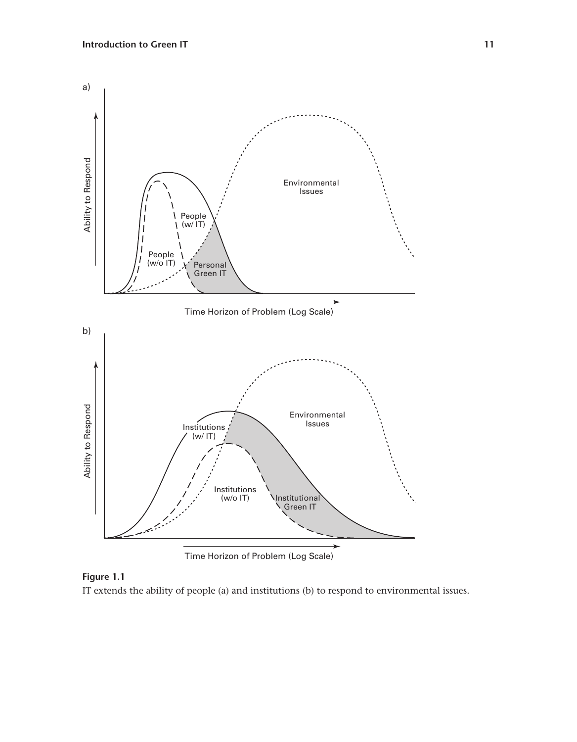**Figure 1.1**

IT extends the ability of people (a) and institutions (b) to respond to environmental issues.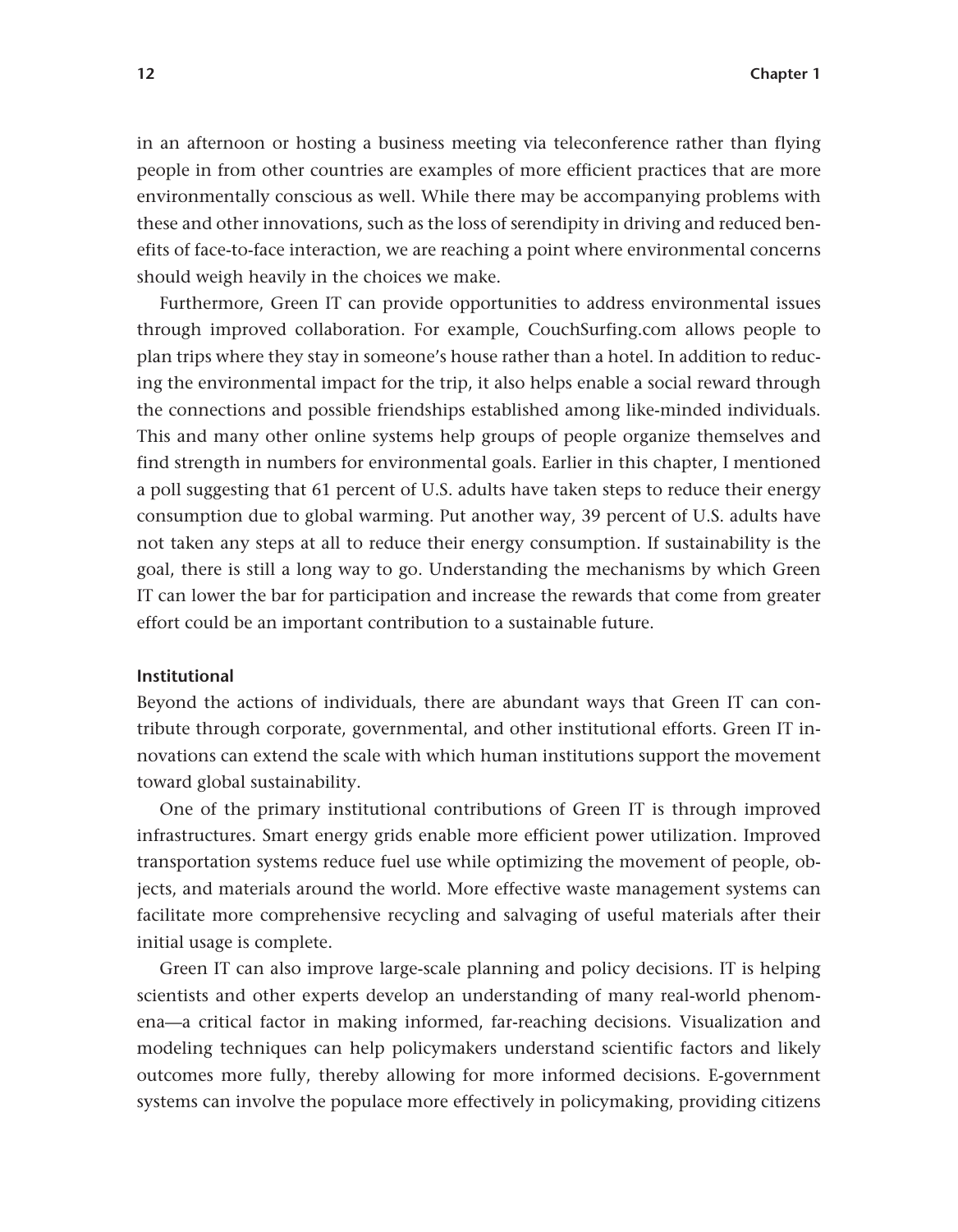in an afternoon or hosting a business meeting via teleconference rather than flying people in from other countries are examples of more efficient practices that are more environmentally conscious as well. While there may be accompanying problems with these and other innovations, such as the loss of serendipity in driving and reduced benefits of face-to-face interaction, we are reaching a point where environmental concerns should weigh heavily in the choices we make.

Furthermore, Green IT can provide opportunities to address environmental issues through improved collaboration. For example, CouchSurfing.com allows people to plan trips where they stay in someone's house rather than a hotel. In addition to reducing the environmental impact for the trip, it also helps enable a social reward through the connections and possible friendships established among like-minded individuals. This and many other online systems help groups of people organize themselves and find strength in numbers for environmental goals. Earlier in this chapter, I mentioned a poll suggesting that 61 percent of U.S. adults have taken steps to reduce their energy consumption due to global warming. Put another way, 39 percent of U.S. adults have not taken any steps at all to reduce their energy consumption. If sustainability is the goal, there is still a long way to go. Understanding the mechanisms by which Green IT can lower the bar for participation and increase the rewards that come from greater effort could be an important contribution to a sustainable future.

#### Institutional

Beyond the actions of individuals, there are abundant ways that Green IT can contribute through corporate, governmental, and other institutional efforts. Green IT innovations can extend the scale with which human institutions support the movement toward global sustainability.

One of the primary institutional contributions of Green IT is through improved infrastructures. Smart energy grids enable more efficient power utilization. Improved transportation systems reduce fuel use while optimizing the movement of people, objects, and materials around the world. More effective waste management systems can facilitate more comprehensive recycling and salvaging of useful materials after their initial usage is complete.

Green IT can also improve large-scale planning and policy decisions. IT is helping scientists and other experts develop an understanding of many real-world phenomena—a critical factor in making informed, far-reaching decisions. Visualization and modeling techniques can help policymakers understand scientific factors and likely outcomes more fully, thereby allowing for more informed decisions. E-government systems can involve the populace more effectively in policymaking, providing citizens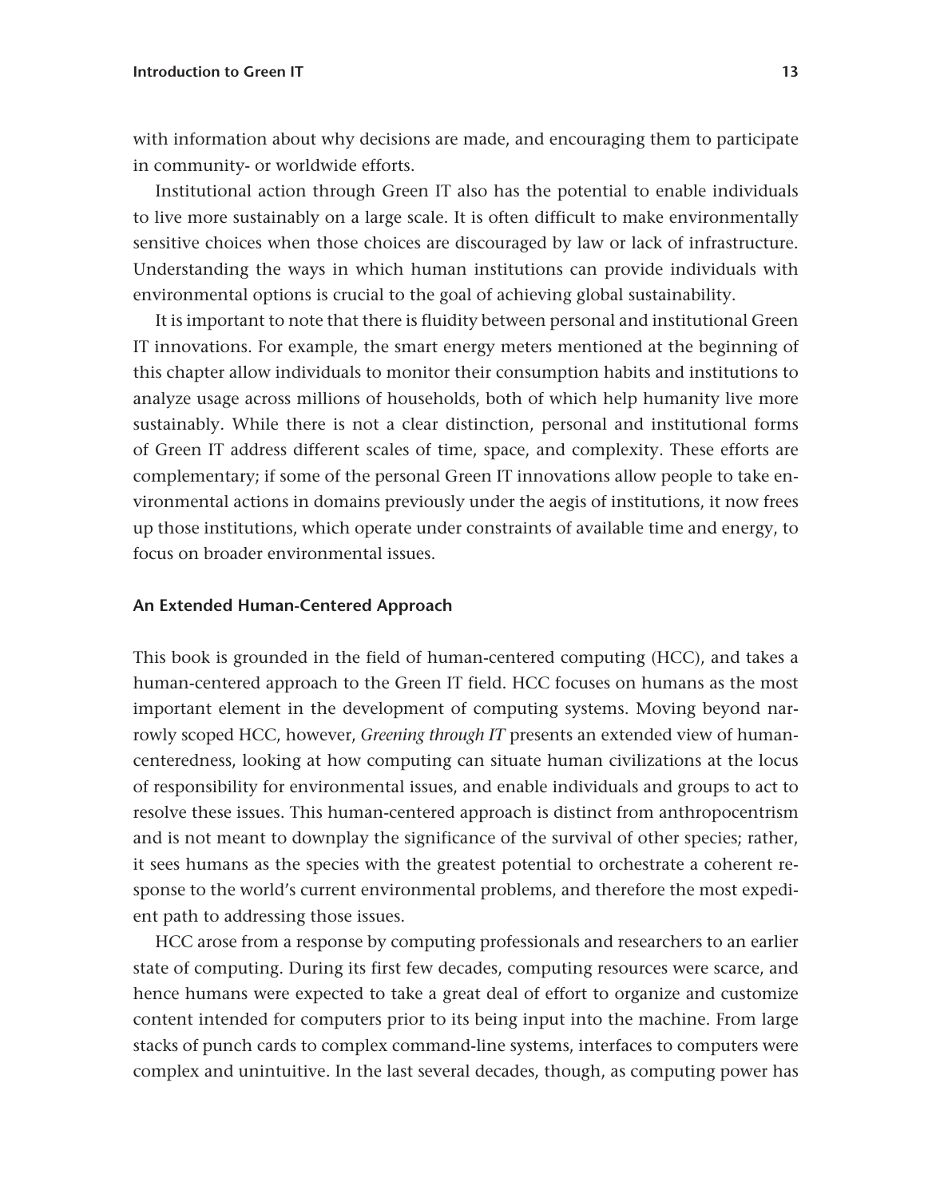with information about why decisions are made, and encouraging them to participate in community- or worldwide efforts.

Institutional action through Green IT also has the potential to enable individuals to live more sustainably on a large scale. It is often difficult to make environmentally sensitive choices when those choices are discouraged by law or lack of infrastructure. Understanding the ways in which human institutions can provide individuals with environmental options is crucial to the goal of achieving global sustainability.

It is important to note that there is fluidity between personal and institutional Green IT innovations. For example, the smart energy meters mentioned at the beginning of this chapter allow individuals to monitor their consumption habits and institutions to analyze usage across millions of households, both of which help humanity live more sustainably. While there is not a clear distinction, personal and institutional forms of Green IT address different scales of time, space, and complexity. These efforts are complementary; if some of the personal Green IT innovations allow people to take environmental actions in domains previously under the aegis of institutions, it now frees up those institutions, which operate under constraints of available time and energy, to focus on broader environmental issues.

## An Extended Human-Centered Approach

This book is grounded in the field of human-centered computing (HCC), and takes a human-centered approach to the Green IT field. HCC focuses on humans as the most important element in the development of computing systems. Moving beyond narrowly scoped HCC, however, *Greening through IT* presents an extended view of human-centeredness, looking at how computing can situate human civilizations at the locus of responsibility for environmental issues, and enable individuals and groups to act to resolve these issues. This human-centered approach is distinct from anthropocentrism and is not meant to downplay the significance of the survival of other species; rather, it sees humans as the species with the greatest potential to orchestrate a coherent response to the world's current environmental problems, and therefore the most expedient path to addressing those issues.

HCC arose from a response by computing professionals and researchers to an earlier state of computing. During its first few decades, computing resources were scarce, and hence humans were expected to take a great deal of effort to organize and customize content intended for computers prior to its being input into the machine. From large stacks of punch cards to complex command-line systems, interfaces to computers were complex and unintuitive. In the last several decades, though, as computing power has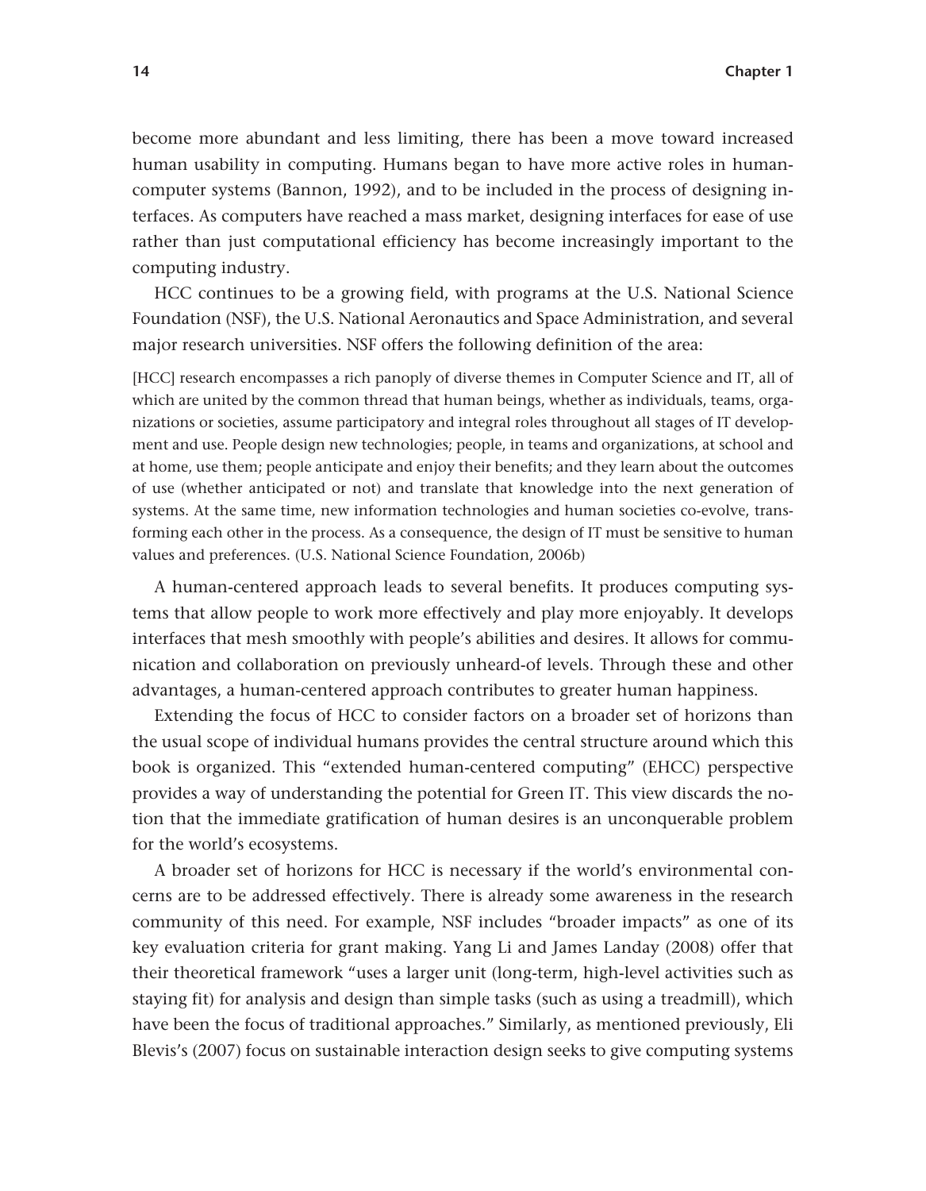become more abundant and less limiting, there has been a move toward increased human usability in computing. Humans began to have more active roles in human-computer systems (Bannon, 1992), and to be included in the process of designing interfaces. As computers have reached a mass market, designing interfaces for ease of use rather than just computational efficiency has become increasingly important to the computing industry.

HCC continues to be a growing field, with programs at the U.S. National Science Foundation (NSF), the U.S. National Aeronautics and Space Administration, and several major research universities. NSF offers the following definition of the area:

> [HCC] research encompasses a rich panoply of diverse themes in Computer Science and IT, all of which are united by the common thread that human beings, whether as individuals, teams, organizations or societies, assume participatory and integral roles throughout all stages of IT development and use. People design new technologies; people, in teams and organizations, at school and at home, use them; people anticipate and enjoy their benefits; and they learn about the outcomes of use (whether anticipated or not) and translate that knowledge into the next generation of systems. At the same time, new information technologies and human societies co-evolve, transforming each other in the process. As a consequence, the design of IT must be sensitive to human values and preferences. (U.S. National Science Foundation, 2006b)

A human-centered approach leads to several benefits. It produces computing systems that allow people to work more effectively and play more enjoyably. It develops interfaces that mesh smoothly with people's abilities and desires. It allows for communication and collaboration on previously unheard-of levels. Through these and other advantages, a human-centered approach contributes to greater human happiness.

Extending the focus of HCC to consider factors on a broader set of horizons than the usual scope of individual humans provides the central structure around which this book is organized. This "extended human-centered computing" (EHCC) perspective provides a way of understanding the potential for Green IT. This view discards the notion that the immediate gratification of human desires is an unconquerable problem for the world's ecosystems.

A broader set of horizons for HCC is necessary if the world's environmental concerns are to be addressed effectively. There is already some awareness in the research community of this need. For example, NSF includes "broader impacts" as one of its key evaluation criteria for grant making. Yang Li and James Landay (2008) offer that their theoretical framework "uses a larger unit (long-term, high-level activities such as staying fit) for analysis and design than simple tasks (such as using a treadmill), which have been the focus of traditional approaches." Similarly, as mentioned previously, Eli Blevis's (2007) focus on sustainable interaction design seeks to give computing systems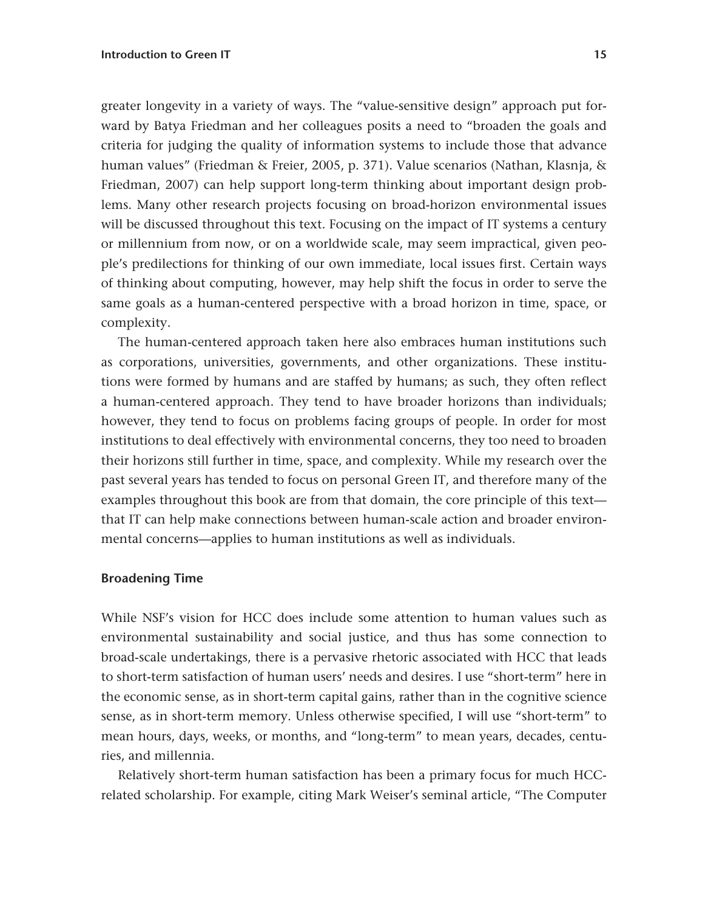greater longevity in a variety of ways. The "value-sensitive design" approach put forward by Batya Friedman and her colleagues posits a need to "broaden the goals and criteria for judging the quality of information systems to include those that advance human values" (Friedman & Freier, 2005, p. 371). Value scenarios (Nathan, Klasnja, & Friedman, 2007) can help support long-term thinking about important design problems. Many other research projects focusing on broad-horizon environmental issues will be discussed throughout this text. Focusing on the impact of IT systems a century or millennium from now, or on a worldwide scale, may seem impractical, given people's predilections for thinking of our own immediate, local issues first. Certain ways of thinking about computing, however, may help shift the focus in order to serve the same goals as a human-centered perspective with a broad horizon in time, space, or complexity.

The human-centered approach taken here also embraces human institutions such as corporations, universities, governments, and other organizations. These institutions were formed by humans and are staffed by humans; as such, they often reflect a human-centered approach. They tend to have broader horizons than individuals; however, they tend to focus on problems facing groups of people. In order for most institutions to deal effectively with environmental concerns, they too need to broaden their horizons still further in time, space, and complexity. While my research over the past several years has tended to focus on personal Green IT, and therefore many of the examples throughout this book are from that domain, the core principle of this text—that IT can help make connections between human-scale action and broader environmental concerns—applies to human institutions as well as individuals.

### Broadening Time

While NSF's vision for HCC does include some attention to human values such as environmental sustainability and social justice, and thus has some connection to broad-scale undertakings, there is a pervasive rhetoric associated with HCC that leads to short-term satisfaction of human users' needs and desires. I use "short-term" here in the economic sense, as in short-term capital gains, rather than in the cognitive science sense, as in short-term memory. Unless otherwise specified, I will use "short-term" to mean hours, days, weeks, or months, and "long-term" to mean years, decades, centuries, and millennia.

Relatively short-term human satisfaction has been a primary focus for much HCC-related scholarship. For example, citing Mark Weiser's seminal article, "The Computer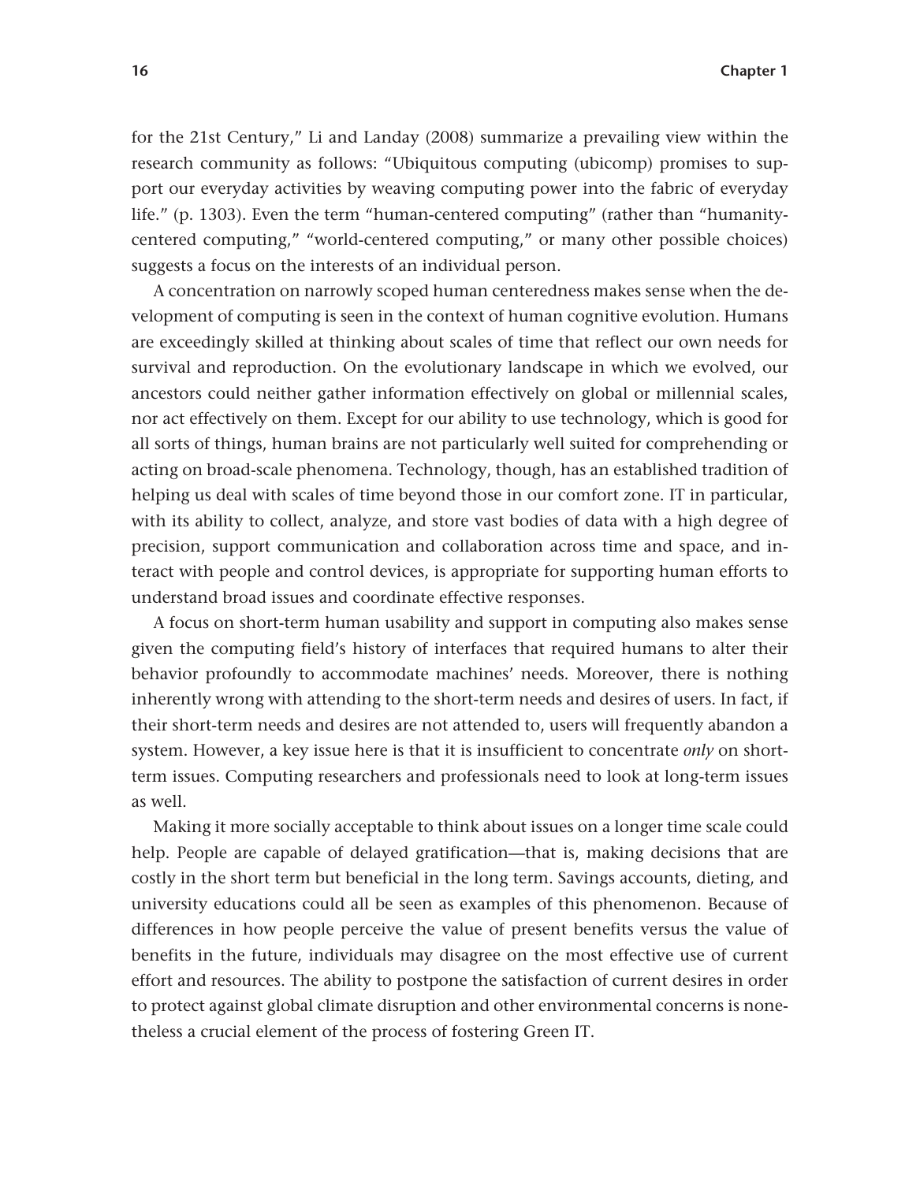for the 21st Century," Li and Landay (2008) summarize a prevailing view within the research community as follows: "Ubiquitous computing (ubicomp) promises to support our everyday activities by weaving computing power into the fabric of everyday life." (p. 1303). Even the term "human-centered computing" (rather than "humanity-centered computing," "world-centered computing," or many other possible choices) suggests a focus on the interests of an individual person.

A concentration on narrowly scoped human centeredness makes sense when the development of computing is seen in the context of human cognitive evolution. Humans are exceedingly skilled at thinking about scales of time that reflect our own needs for survival and reproduction. On the evolutionary landscape in which we evolved, our ancestors could neither gather information effectively on global or millennial scales, nor act effectively on them. Except for our ability to use technology, which is good for all sorts of things, human brains are not particularly well suited for comprehending or acting on broad-scale phenomena. Technology, though, has an established tradition of helping us deal with scales of time beyond those in our comfort zone. IT in particular, with its ability to collect, analyze, and store vast bodies of data with a high degree of precision, support communication and collaboration across time and space, and interact with people and control devices, is appropriate for supporting human efforts to understand broad issues and coordinate effective responses.

A focus on short-term human usability and support in computing also makes sense given the computing field's history of interfaces that required humans to alter their behavior profoundly to accommodate machines' needs. Moreover, there is nothing inherently wrong with attending to the short-term needs and desires of users. In fact, if their short-term needs and desires are not attended to, users will frequently abandon a system. However, a key issue here is that it is insufficient to concentrate *only* on short-term issues. Computing researchers and professionals need to look at long-term issues as well.

Making it more socially acceptable to think about issues on a longer time scale could help. People are capable of delayed gratification—that is, making decisions that are costly in the short term but beneficial in the long term. Savings accounts, dieting, and university educations could all be seen as examples of this phenomenon. Because of differences in how people perceive the value of present benefits versus the value of benefits in the future, individuals may disagree on the most effective use of current effort and resources. The ability to postpone the satisfaction of current desires in order to protect against global climate disruption and other environmental concerns is nonetheless a crucial element of the process of fostering Green IT.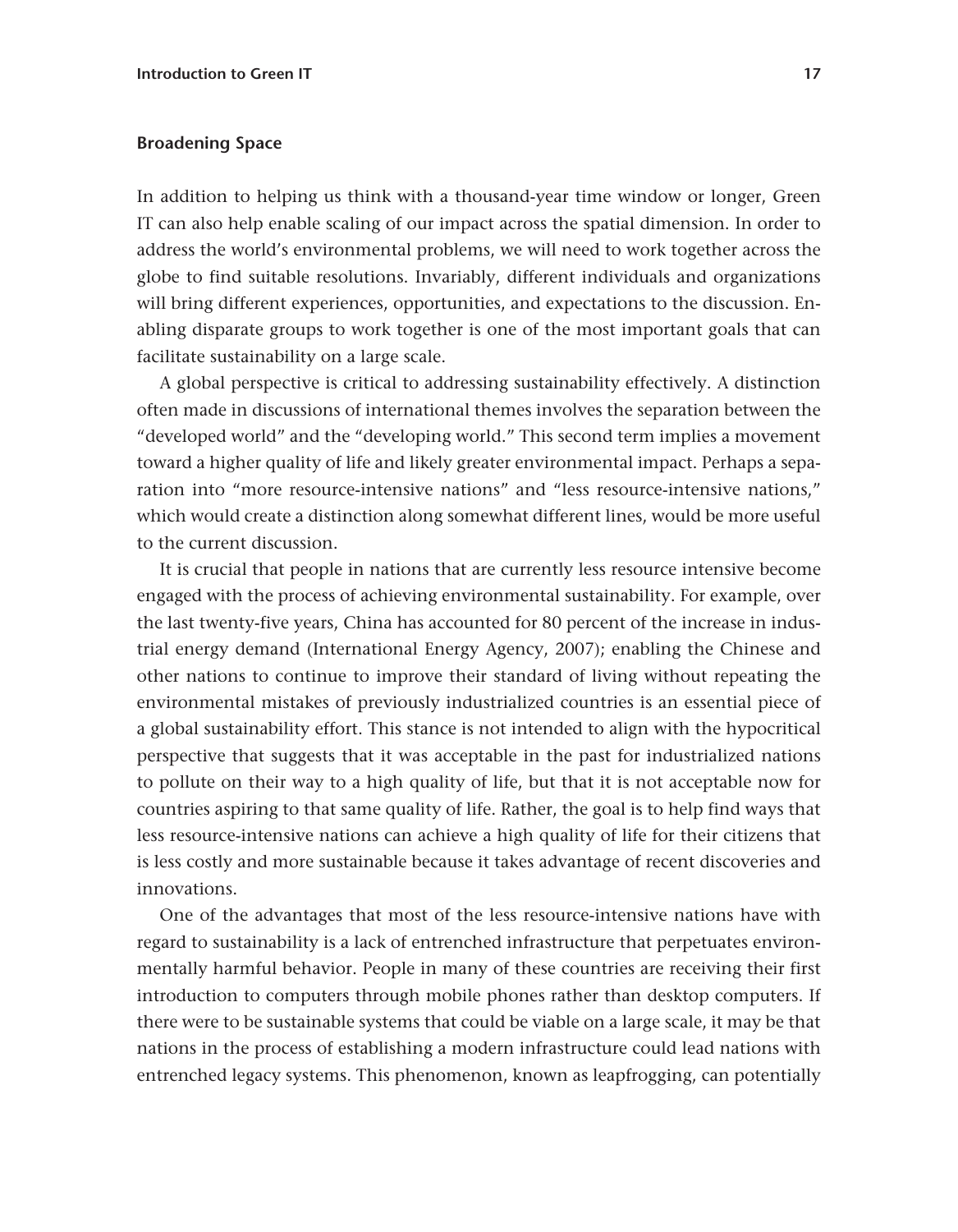### Broadening Space

In addition to helping us think with a thousand-year time window or longer, Green IT can also help enable scaling of our impact across the spatial dimension. In order to address the world's environmental problems, we will need to work together across the globe to find suitable resolutions. Invariably, different individuals and organizations will bring different experiences, opportunities, and expectations to the discussion. Enabling disparate groups to work together is one of the most important goals that can facilitate sustainability on a large scale.

A global perspective is critical to addressing sustainability effectively. A distinction often made in discussions of international themes involves the separation between the "developed world" and the "developing world." This second term implies a movement toward a higher quality of life and likely greater environmental impact. Perhaps a separation into "more resource-intensive nations" and "less resource-intensive nations," which would create a distinction along somewhat different lines, would be more useful to the current discussion.

It is crucial that people in nations that are currently less resource intensive become engaged with the process of achieving environmental sustainability. For example, over the last twenty-five years, China has accounted for 80 percent of the increase in industrial energy demand (International Energy Agency, 2007); enabling the Chinese and other nations to continue to improve their standard of living without repeating the environmental mistakes of previously industrialized countries is an essential piece of a global sustainability effort. This stance is not intended to align with the hypocritical perspective that suggests that it was acceptable in the past for industrialized nations to pollute on their way to a high quality of life, but that it is not acceptable now for countries aspiring to that same quality of life. Rather, the goal is to help find ways that less resource-intensive nations can achieve a high quality of life for their citizens that is less costly and more sustainable because it takes advantage of recent discoveries and innovations.

One of the advantages that most of the less resource-intensive nations have with regard to sustainability is a lack of entrenched infrastructure that perpetuates environmentally harmful behavior. People in many of these countries are receiving their first introduction to computers through mobile phones rather than desktop computers. If there were to be sustainable systems that could be viable on a large scale, it may be that nations in the process of establishing a modern infrastructure could lead nations with entrenched legacy systems. This phenomenon, known as leapfrogging, can potentially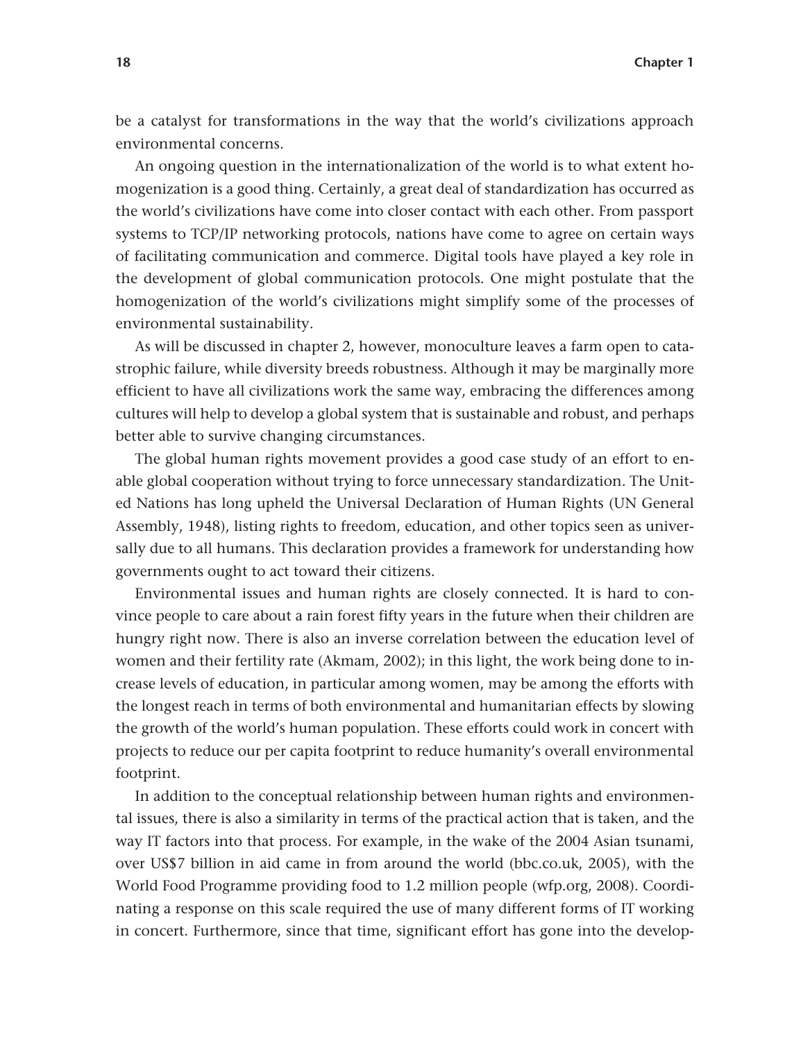be a catalyst for transformations in the way that the world's civilizations approach environmental concerns.

An ongoing question in the internationalization of the world is to what extent homogenization is a good thing. Certainly, a great deal of standardization has occurred as the world's civilizations have come into closer contact with each other. From passport systems to TCP/IP networking protocols, nations have come to agree on certain ways of facilitating communication and commerce. Digital tools have played a key role in the development of global communication protocols. One might postulate that the homogenization of the world's civilizations might simplify some of the processes of environmental sustainability.

As will be discussed in chapter 2, however, monoculture leaves a farm open to catastrophic failure, while diversity breeds robustness. Although it may be marginally more efficient to have all civilizations work the same way, embracing the differences among cultures will help to develop a global system that is sustainable and robust, and perhaps better able to survive changing circumstances.

The global human rights movement provides a good case study of an effort to enable global cooperation without trying to force unnecessary standardization. The United Nations has long upheld the Universal Declaration of Human Rights (UN General Assembly, 1948), listing rights to freedom, education, and other topics seen as universally due to all humans. This declaration provides a framework for understanding how governments ought to act toward their citizens.

Environmental issues and human rights are closely connected. It is hard to convince people to care about a rain forest fifty years in the future when their children are hungry right now. There is also an inverse correlation between the education level of women and their fertility rate (Akmam, 2002); in this light, the work being done to increase levels of education, in particular among women, may be among the efforts with the longest reach in terms of both environmental and humanitarian effects by slowing the growth of the world's human population. These efforts could work in concert with projects to reduce our per capita footprint to reduce humanity's overall environmental footprint.

In addition to the conceptual relationship between human rights and environmental issues, there is also a similarity in terms of the practical action that is taken, and the way IT factors into that process. For example, in the wake of the 2004 Asian tsunami, over US$7 billion in aid came in from around the world (bbc.co.uk, 2005), with the World Food Programme providing food to 1.2 million people (wfp.org, 2008). Coordinating a response on this scale required the use of many different forms of IT working in concert. Furthermore, since that time, significant effort has gone into the develop-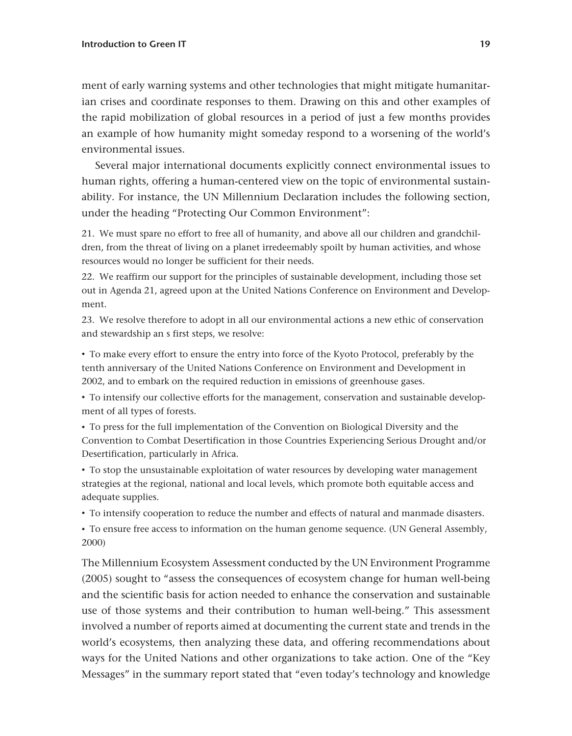ment of early warning systems and other technologies that might mitigate humanitarian crises and coordinate responses to them. Drawing on this and other examples of the rapid mobilization of global resources in a period of just a few months provides an example of how humanity might someday respond to a worsening of the world's environmental issues.

Several major international documents explicitly connect environmental issues to human rights, offering a human-centered view on the topic of environmental sustainability. For instance, the UN Millennium Declaration includes the following section, under the heading "Protecting Our Common Environment":

> 21. We must spare no effort to free all of humanity, and above all our children and grandchildren, from the threat of living on a planet irredeemably spoilt by human activities, and whose resources would no longer be sufficient for their needs.
>
> 22. We reaffirm our support for the principles of sustainable development, including those set out in Agenda 21, agreed upon at the United Nations Conference on Environment and Development.
>
> 23. We resolve therefore to adopt in all our environmental actions a new ethic of conservation and stewardship an s first steps, we resolve:
>
> • To make every effort to ensure the entry into force of the Kyoto Protocol, preferably by the tenth anniversary of the United Nations Conference on Environment and Development in 2002, and to embark on the required reduction in emissions of greenhouse gases.
>
> • To intensify our collective efforts for the management, conservation and sustainable development of all types of forests.
>
> • To press for the full implementation of the Convention on Biological Diversity and the Convention to Combat Desertification in those Countries Experiencing Serious Drought and/or Desertification, particularly in Africa.
>
> • To stop the unsustainable exploitation of water resources by developing water management strategies at the regional, national and local levels, which promote both equitable access and adequate supplies.
>
> • To intensify cooperation to reduce the number and effects of natural and manmade disasters.
>
> • To ensure free access to information on the human genome sequence. (UN General Assembly, 2000)

The Millennium Ecosystem Assessment conducted by the UN Environment Programme (2005) sought to "assess the consequences of ecosystem change for human well-being and the scientific basis for action needed to enhance the conservation and sustainable use of those systems and their contribution to human well-being." This assessment involved a number of reports aimed at documenting the current state and trends in the world's ecosystems, then analyzing these data, and offering recommendations about ways for the United Nations and other organizations to take action. One of the "Key Messages" in the summary report stated that "even today's technology and knowledge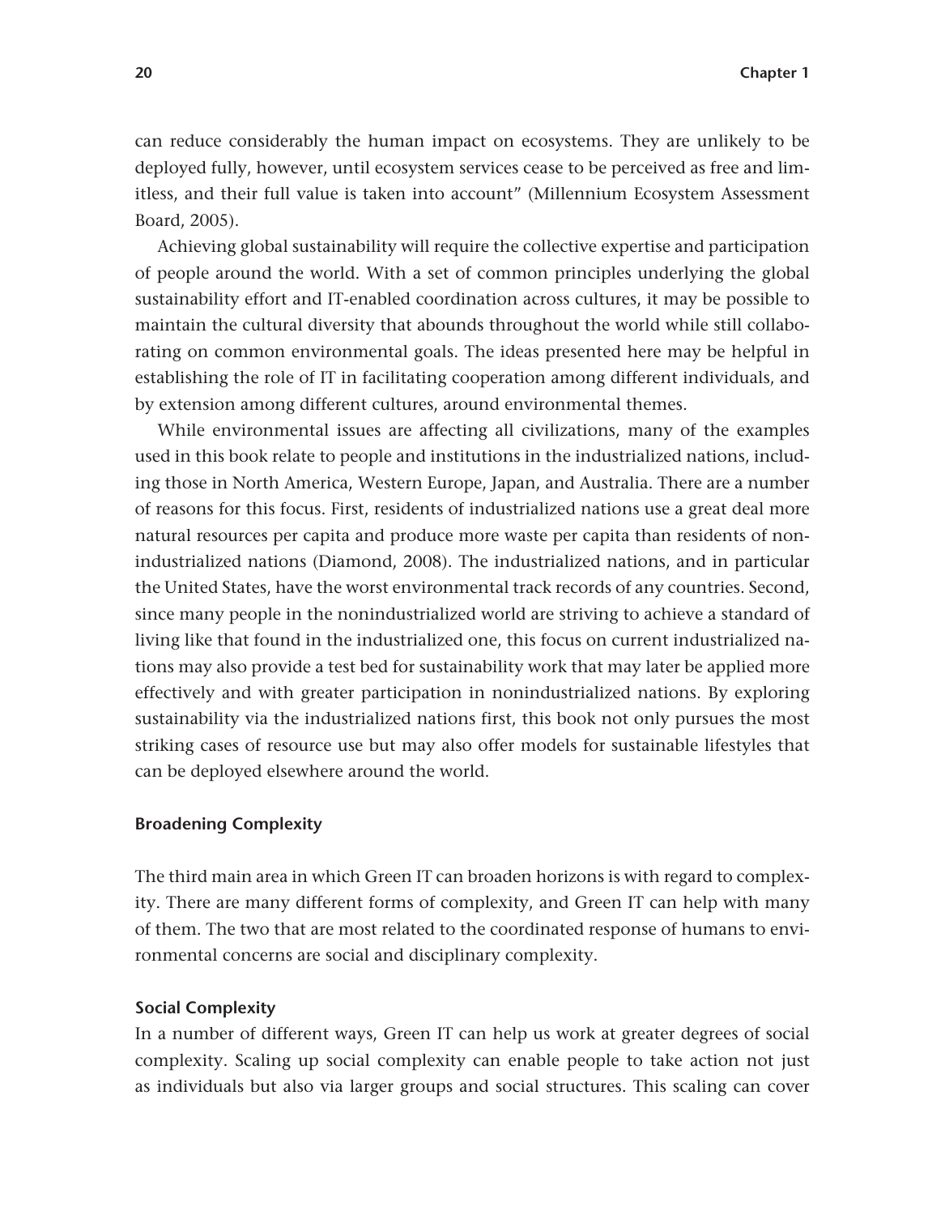can reduce considerably the human impact on ecosystems. They are unlikely to be deployed fully, however, until ecosystem services cease to be perceived as free and limitless, and their full value is taken into account" (Millennium Ecosystem Assessment Board, 2005).

Achieving global sustainability will require the collective expertise and participation of people around the world. With a set of common principles underlying the global sustainability effort and IT-enabled coordination across cultures, it may be possible to maintain the cultural diversity that abounds throughout the world while still collaborating on common environmental goals. The ideas presented here may be helpful in establishing the role of IT in facilitating cooperation among different individuals, and by extension among different cultures, around environmental themes.

While environmental issues are affecting all civilizations, many of the examples used in this book relate to people and institutions in the industrialized nations, including those in North America, Western Europe, Japan, and Australia. There are a number of reasons for this focus. First, residents of industrialized nations use a great deal more natural resources per capita and produce more waste per capita than residents of nonindustrialized nations (Diamond, 2008). The industrialized nations, and in particular the United States, have the worst environmental track records of any countries. Second, since many people in the nonindustrialized world are striving to achieve a standard of living like that found in the industrialized one, this focus on current industrialized nations may also provide a test bed for sustainability work that may later be applied more effectively and with greater participation in nonindustrialized nations. By exploring sustainability via the industrialized nations first, this book not only pursues the most striking cases of resource use but may also offer models for sustainable lifestyles that can be deployed elsewhere around the world.

## Broadening Complexity

The third main area in which Green IT can broaden horizons is with regard to complexity. There are many different forms of complexity, and Green IT can help with many of them. The two that are most related to the coordinated response of humans to environmental concerns are social and disciplinary complexity.

### Social Complexity

In a number of different ways, Green IT can help us work at greater degrees of social complexity. Scaling up social complexity can enable people to take action not just as individuals but also via larger groups and social structures. This scaling can cover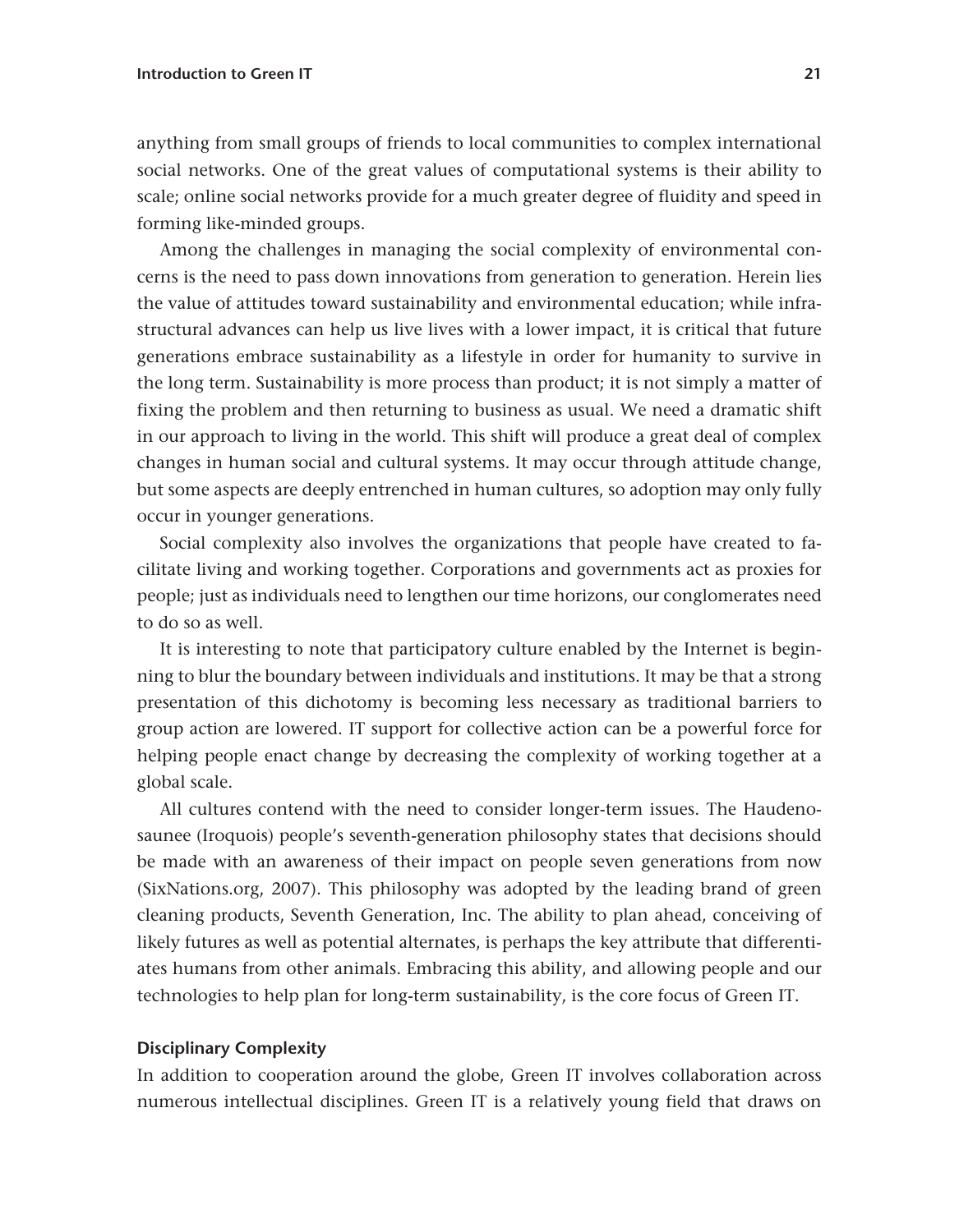anything from small groups of friends to local communities to complex international social networks. One of the great values of computational systems is their ability to scale; online social networks provide for a much greater degree of fluidity and speed in forming like-minded groups.

Among the challenges in managing the social complexity of environmental concerns is the need to pass down innovations from generation to generation. Herein lies the value of attitudes toward sustainability and environmental education; while infrastructural advances can help us live lives with a lower impact, it is critical that future generations embrace sustainability as a lifestyle in order for humanity to survive in the long term. Sustainability is more process than product; it is not simply a matter of fixing the problem and then returning to business as usual. We need a dramatic shift in our approach to living in the world. This shift will produce a great deal of complex changes in human social and cultural systems. It may occur through attitude change, but some aspects are deeply entrenched in human cultures, so adoption may only fully occur in younger generations.

Social complexity also involves the organizations that people have created to facilitate living and working together. Corporations and governments act as proxies for people; just as individuals need to lengthen our time horizons, our conglomerates need to do so as well.

It is interesting to note that participatory culture enabled by the Internet is beginning to blur the boundary between individuals and institutions. It may be that a strong presentation of this dichotomy is becoming less necessary as traditional barriers to group action are lowered. IT support for collective action can be a powerful force for helping people enact change by decreasing the complexity of working together at a global scale.

All cultures contend with the need to consider longer-term issues. The Haudenosaunee (Iroquois) people's seventh-generation philosophy states that decisions should be made with an awareness of their impact on people seven generations from now (SixNations.org, 2007). This philosophy was adopted by the leading brand of green cleaning products, Seventh Generation, Inc. The ability to plan ahead, conceiving of likely futures as well as potential alternates, is perhaps the key attribute that differentiates humans from other animals. Embracing this ability, and allowing people and our technologies to help plan for long-term sustainability, is the core focus of Green IT.

### Disciplinary Complexity

In addition to cooperation around the globe, Green IT involves collaboration across numerous intellectual disciplines. Green IT is a relatively young field that draws on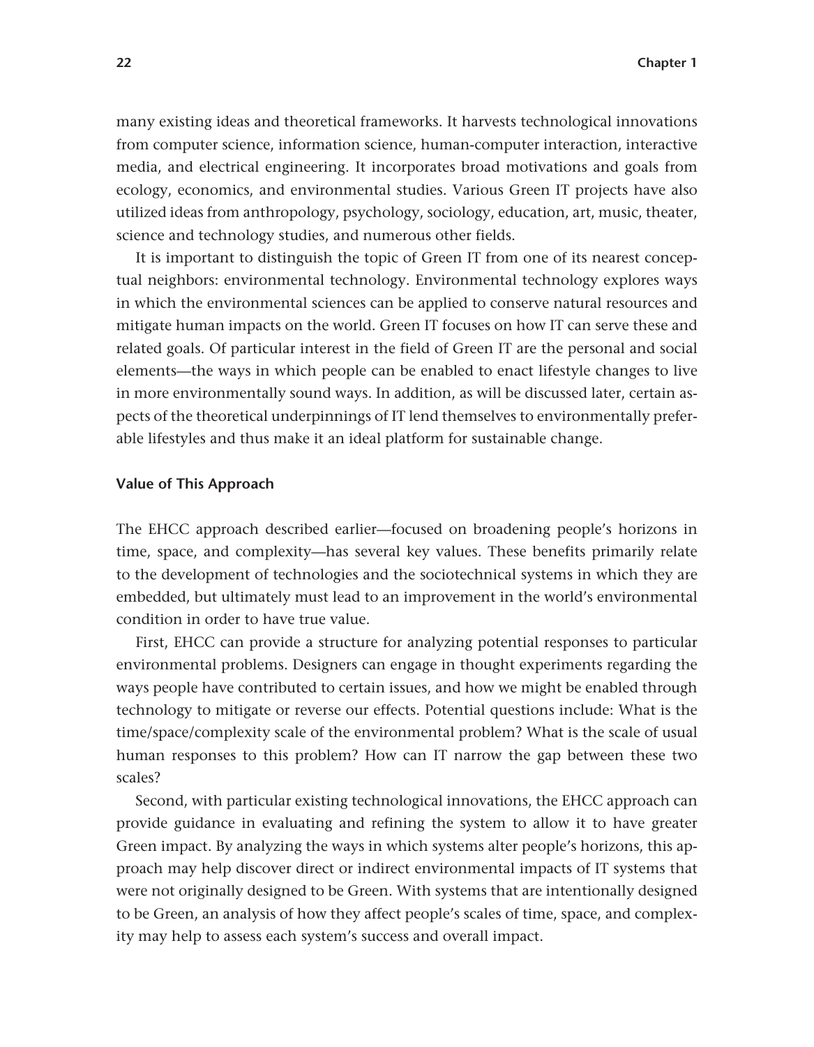many existing ideas and theoretical frameworks. It harvests technological innovations from computer science, information science, human-computer interaction, interactive media, and electrical engineering. It incorporates broad motivations and goals from ecology, economics, and environmental studies. Various Green IT projects have also utilized ideas from anthropology, psychology, sociology, education, art, music, theater, science and technology studies, and numerous other fields.

It is important to distinguish the topic of Green IT from one of its nearest conceptual neighbors: environmental technology. Environmental technology explores ways in which the environmental sciences can be applied to conserve natural resources and mitigate human impacts on the world. Green IT focuses on how IT can serve these and related goals. Of particular interest in the field of Green IT are the personal and social elements—the ways in which people can be enabled to enact lifestyle changes to live in more environmentally sound ways. In addition, as will be discussed later, certain aspects of the theoretical underpinnings of IT lend themselves to environmentally preferable lifestyles and thus make it an ideal platform for sustainable change.

### Value of This Approach

The EHCC approach described earlier—focused on broadening people's horizons in time, space, and complexity—has several key values. These benefits primarily relate to the development of technologies and the sociotechnical systems in which they are embedded, but ultimately must lead to an improvement in the world's environmental condition in order to have true value.

First, EHCC can provide a structure for analyzing potential responses to particular environmental problems. Designers can engage in thought experiments regarding the ways people have contributed to certain issues, and how we might be enabled through technology to mitigate or reverse our effects. Potential questions include: What is the time/space/complexity scale of the environmental problem? What is the scale of usual human responses to this problem? How can IT narrow the gap between these two scales?

Second, with particular existing technological innovations, the EHCC approach can provide guidance in evaluating and refining the system to allow it to have greater Green impact. By analyzing the ways in which systems alter people's horizons, this approach may help discover direct or indirect environmental impacts of IT systems that were not originally designed to be Green. With systems that are intentionally designed to be Green, an analysis of how they affect people's scales of time, space, and complexity may help to assess each system's success and overall impact.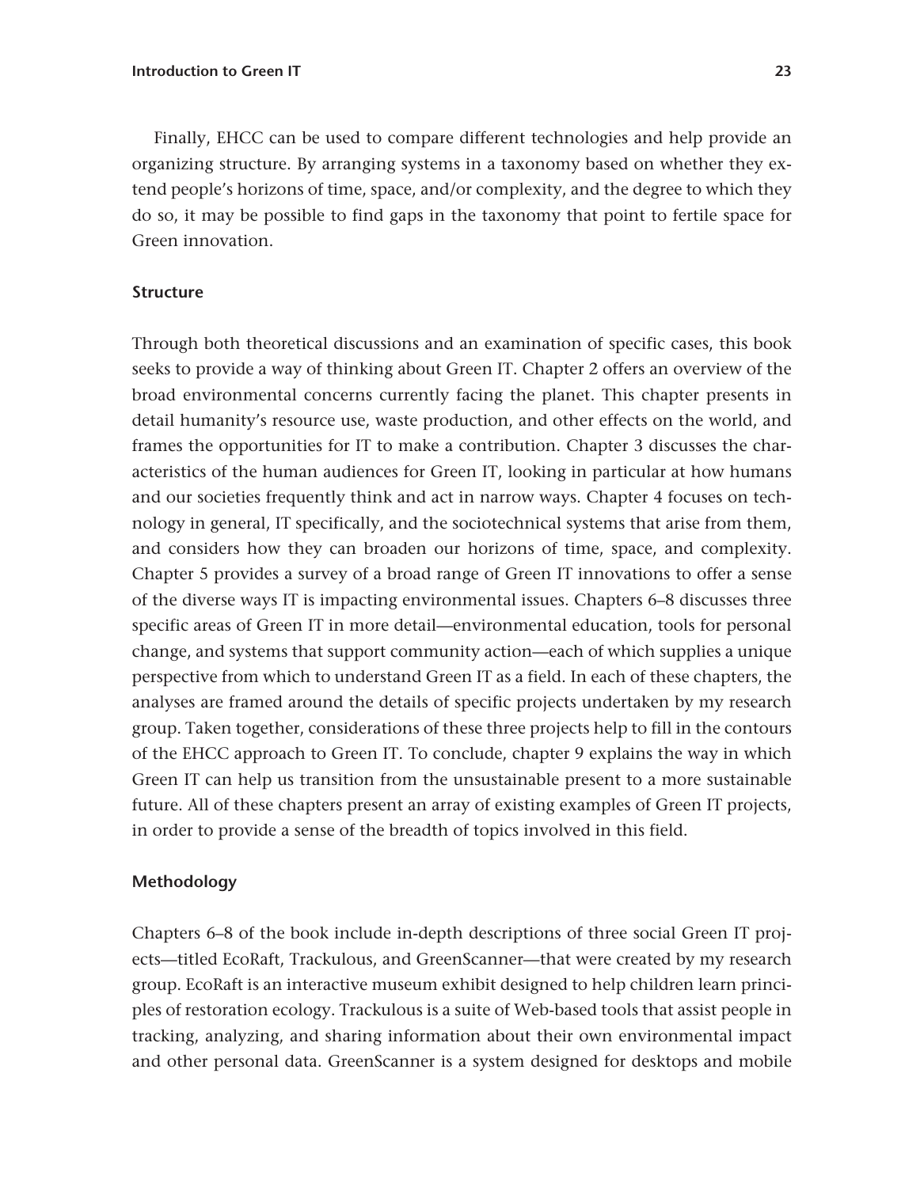Finally, EHCC can be used to compare different technologies and help provide an organizing structure. By arranging systems in a taxonomy based on whether they extend people's horizons of time, space, and/or complexity, and the degree to which they do so, it may be possible to find gaps in the taxonomy that point to fertile space for Green innovation.

## Structure

Through both theoretical discussions and an examination of specific cases, this book seeks to provide a way of thinking about Green IT. Chapter 2 offers an overview of the broad environmental concerns currently facing the planet. This chapter presents in detail humanity's resource use, waste production, and other effects on the world, and frames the opportunities for IT to make a contribution. Chapter 3 discusses the characteristics of the human audiences for Green IT, looking in particular at how humans and our societies frequently think and act in narrow ways. Chapter 4 focuses on technology in general, IT specifically, and the sociotechnical systems that arise from them, and considers how they can broaden our horizons of time, space, and complexity. Chapter 5 provides a survey of a broad range of Green IT innovations to offer a sense of the diverse ways IT is impacting environmental issues. Chapters 6–8 discusses three specific areas of Green IT in more detail—environmental education, tools for personal change, and systems that support community action—each of which supplies a unique perspective from which to understand Green IT as a field. In each of these chapters, the analyses are framed around the details of specific projects undertaken by my research group. Taken together, considerations of these three projects help to fill in the contours of the EHCC approach to Green IT. To conclude, chapter 9 explains the way in which Green IT can help us transition from the unsustainable present to a more sustainable future. All of these chapters present an array of existing examples of Green IT projects, in order to provide a sense of the breadth of topics involved in this field.

## Methodology

Chapters 6–8 of the book include in-depth descriptions of three social Green IT projects—titled EcoRaft, Trackulous, and GreenScanner—that were created by my research group. EcoRaft is an interactive museum exhibit designed to help children learn principles of restoration ecology. Trackulous is a suite of Web-based tools that assist people in tracking, analyzing, and sharing information about their own environmental impact and other personal data. GreenScanner is a system designed for desktops and mobile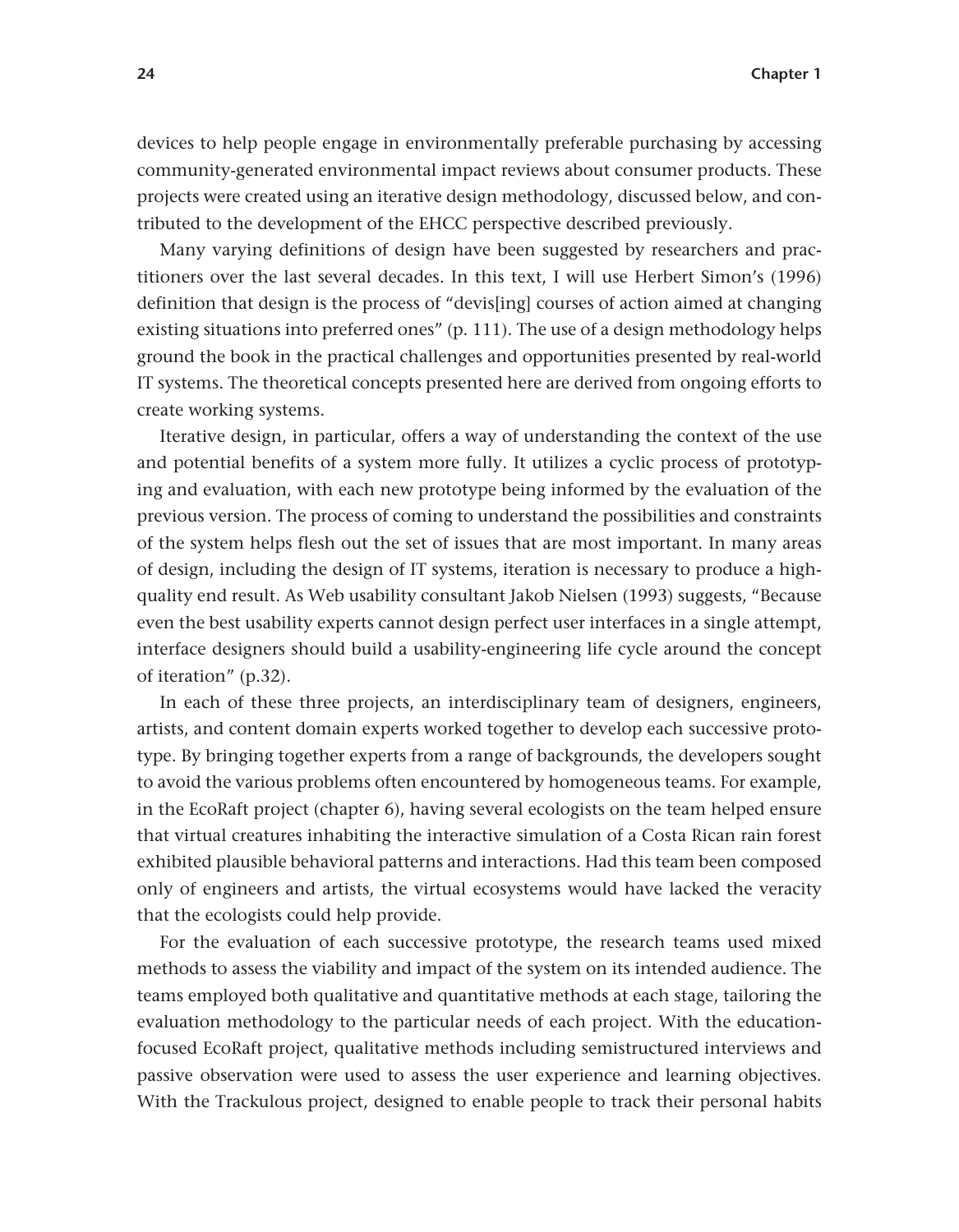devices to help people engage in environmentally preferable purchasing by accessing community-generated environmental impact reviews about consumer products. These projects were created using an iterative design methodology, discussed below, and contributed to the development of the EHCC perspective described previously.

Many varying definitions of design have been suggested by researchers and practitioners over the last several decades. In this text, I will use Herbert Simon's (1996) definition that design is the process of "devis[ing] courses of action aimed at changing existing situations into preferred ones" (p. 111). The use of a design methodology helps ground the book in the practical challenges and opportunities presented by real-world IT systems. The theoretical concepts presented here are derived from ongoing efforts to create working systems.

Iterative design, in particular, offers a way of understanding the context of the use and potential benefits of a system more fully. It utilizes a cyclic process of prototyping and evaluation, with each new prototype being informed by the evaluation of the previous version. The process of coming to understand the possibilities and constraints of the system helps flesh out the set of issues that are most important. In many areas of design, including the design of IT systems, iteration is necessary to produce a high-quality end result. As Web usability consultant Jakob Nielsen (1993) suggests, "Because even the best usability experts cannot design perfect user interfaces in a single attempt, interface designers should build a usability-engineering life cycle around the concept of iteration" (p.32).

In each of these three projects, an interdisciplinary team of designers, engineers, artists, and content domain experts worked together to develop each successive prototype. By bringing together experts from a range of backgrounds, the developers sought to avoid the various problems often encountered by homogeneous teams. For example, in the EcoRaft project (chapter 6), having several ecologists on the team helped ensure that virtual creatures inhabiting the interactive simulation of a Costa Rican rain forest exhibited plausible behavioral patterns and interactions. Had this team been composed only of engineers and artists, the virtual ecosystems would have lacked the veracity that the ecologists could help provide.

For the evaluation of each successive prototype, the research teams used mixed methods to assess the viability and impact of the system on its intended audience. The teams employed both qualitative and quantitative methods at each stage, tailoring the evaluation methodology to the particular needs of each project. With the education-focused EcoRaft project, qualitative methods including semistructured interviews and passive observation were used to assess the user experience and learning objectives. With the Trackulous project, designed to enable people to track their personal habits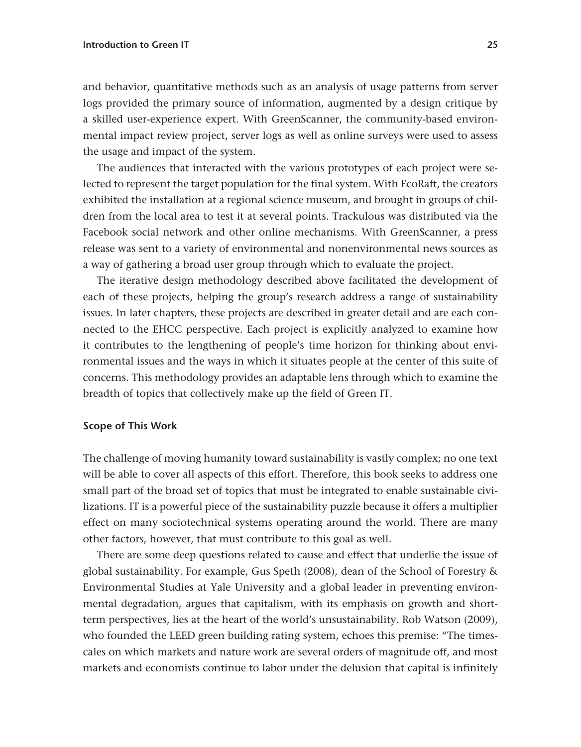and behavior, quantitative methods such as an analysis of usage patterns from server logs provided the primary source of information, augmented by a design critique by a skilled user-experience expert. With GreenScanner, the community-based environmental impact review project, server logs as well as online surveys were used to assess the usage and impact of the system.

The audiences that interacted with the various prototypes of each project were selected to represent the target population for the final system. With EcoRaft, the creators exhibited the installation at a regional science museum, and brought in groups of children from the local area to test it at several points. Trackulous was distributed via the Facebook social network and other online mechanisms. With GreenScanner, a press release was sent to a variety of environmental and nonenvironmental news sources as a way of gathering a broad user group through which to evaluate the project.

The iterative design methodology described above facilitated the development of each of these projects, helping the group's research address a range of sustainability issues. In later chapters, these projects are described in greater detail and are each connected to the EHCC perspective. Each project is explicitly analyzed to examine how it contributes to the lengthening of people's time horizon for thinking about environmental issues and the ways in which it situates people at the center of this suite of concerns. This methodology provides an adaptable lens through which to examine the breadth of topics that collectively make up the field of Green IT.

### Scope of This Work

The challenge of moving humanity toward sustainability is vastly complex; no one text will be able to cover all aspects of this effort. Therefore, this book seeks to address one small part of the broad set of topics that must be integrated to enable sustainable civilizations. IT is a powerful piece of the sustainability puzzle because it offers a multiplier effect on many sociotechnical systems operating around the world. There are many other factors, however, that must contribute to this goal as well.

There are some deep questions related to cause and effect that underlie the issue of global sustainability. For example, Gus Speth (2008), dean of the School of Forestry & Environmental Studies at Yale University and a global leader in preventing environmental degradation, argues that capitalism, with its emphasis on growth and short-term perspectives, lies at the heart of the world's unsustainability. Rob Watson (2009), who founded the LEED green building rating system, echoes this premise: "The timescales on which markets and nature work are several orders of magnitude off, and most markets and economists continue to labor under the delusion that capital is infinitely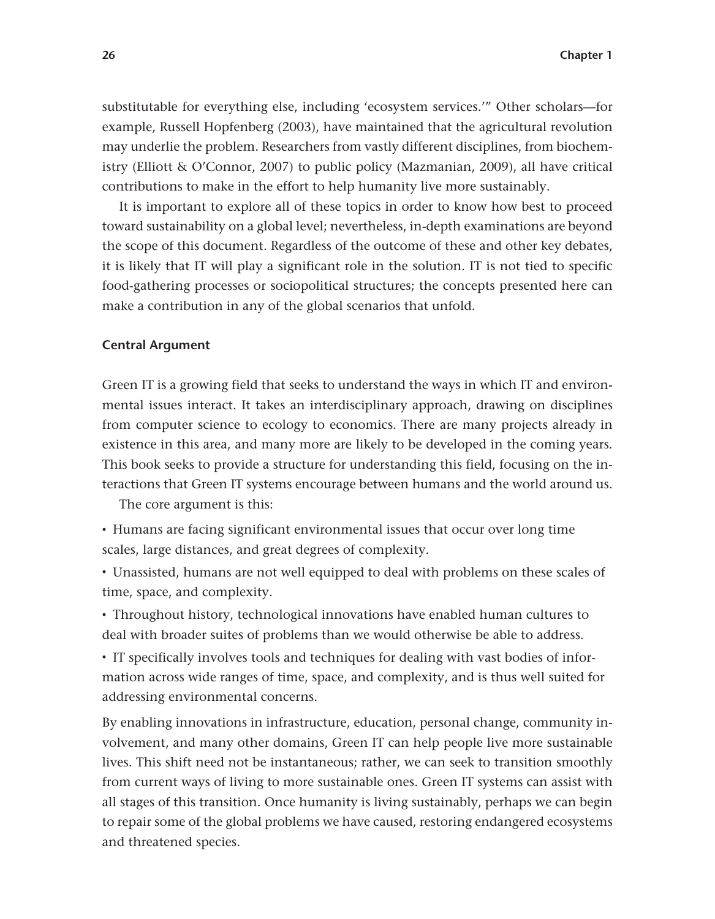substitutable for everything else, including 'ecosystem services.'" Other scholars—for example, Russell Hopfenberg (2003), have maintained that the agricultural revolution may underlie the problem. Researchers from vastly different disciplines, from biochemistry (Elliott & O'Connor, 2007) to public policy (Mazmanian, 2009), all have critical contributions to make in the effort to help humanity live more sustainably.

It is important to explore all of these topics in order to know how best to proceed toward sustainability on a global level; nevertheless, in-depth examinations are beyond the scope of this document. Regardless of the outcome of these and other key debates, it is likely that IT will play a significant role in the solution. IT is not tied to specific food-gathering processes or sociopolitical structures; the concepts presented here can make a contribution in any of the global scenarios that unfold.

### Central Argument

Green IT is a growing field that seeks to understand the ways in which IT and environmental issues interact. It takes an interdisciplinary approach, drawing on disciplines from computer science to ecology to economics. There are many projects already in existence in this area, and many more are likely to be developed in the coming years. This book seeks to provide a structure for understanding this field, focusing on the interactions that Green IT systems encourage between humans and the world around us.

The core argument is this:

- Humans are facing significant environmental issues that occur over long time scales, large distances, and great degrees of complexity.
- Unassisted, humans are not well equipped to deal with problems on these scales of time, space, and complexity.
- Throughout history, technological innovations have enabled human cultures to deal with broader suites of problems than we would otherwise be able to address.
- IT specifically involves tools and techniques for dealing with vast bodies of information across wide ranges of time, space, and complexity, and is thus well suited for addressing environmental concerns.

By enabling innovations in infrastructure, education, personal change, community involvement, and many other domains, Green IT can help people live more sustainable lives. This shift need not be instantaneous; rather, we can seek to transition smoothly from current ways of living to more sustainable ones. Green IT systems can assist with all stages of this transition. Once humanity is living sustainably, perhaps we can begin to repair some of the global problems we have caused, restoring endangered ecosystems and threatened species.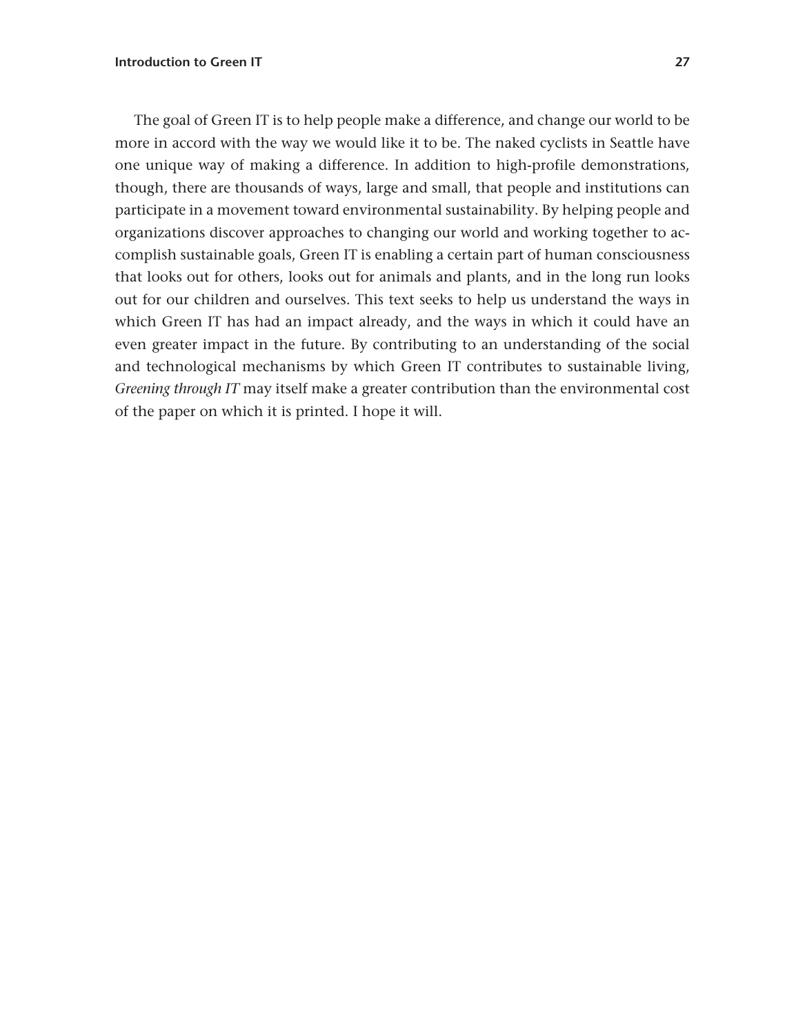The goal of Green IT is to help people make a difference, and change our world to be more in accord with the way we would like it to be. The naked cyclists in Seattle have one unique way of making a difference. In addition to high-profile demonstrations, though, there are thousands of ways, large and small, that people and institutions can participate in a movement toward environmental sustainability. By helping people and organizations discover approaches to changing our world and working together to accomplish sustainable goals, Green IT is enabling a certain part of human consciousness that looks out for others, looks out for animals and plants, and in the long run looks out for our children and ourselves. This text seeks to help us understand the ways in which Green IT has had an impact already, and the ways in which it could have an even greater impact in the future. By contributing to an understanding of the social and technological mechanisms by which Green IT contributes to sustainable living, *Greening through IT* may itself make a greater contribution than the environmental cost of the paper on which it is printed. I hope it will.